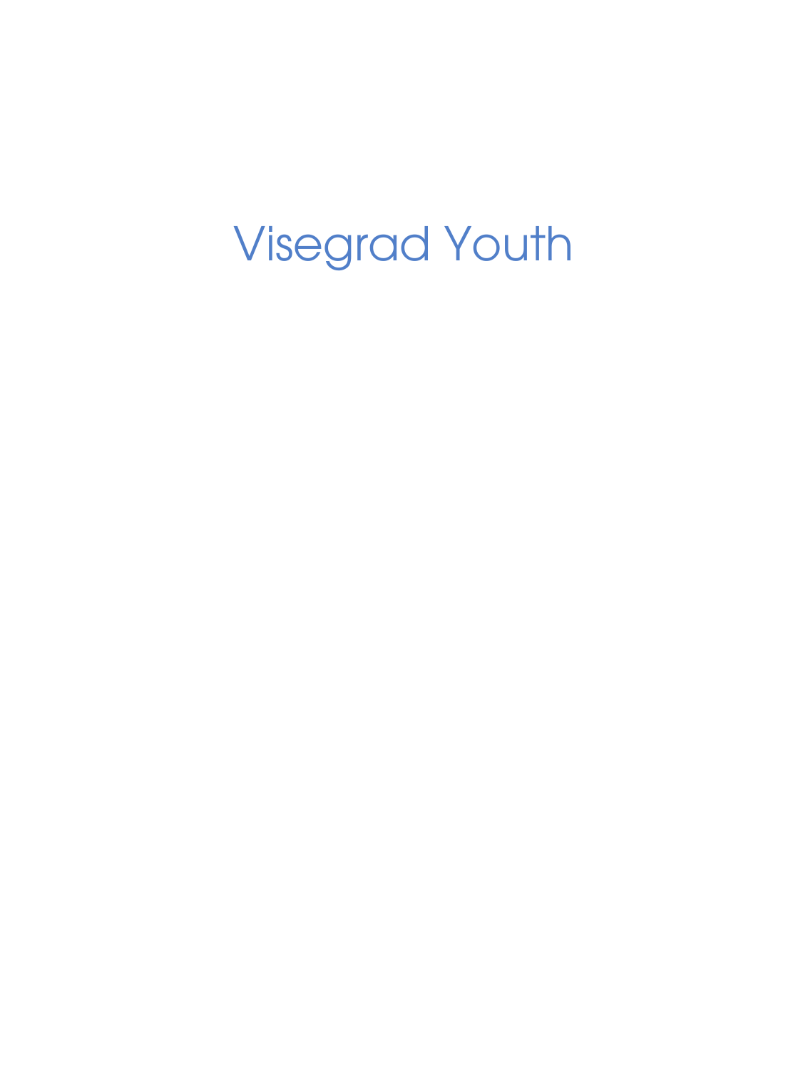# Visegrad Youth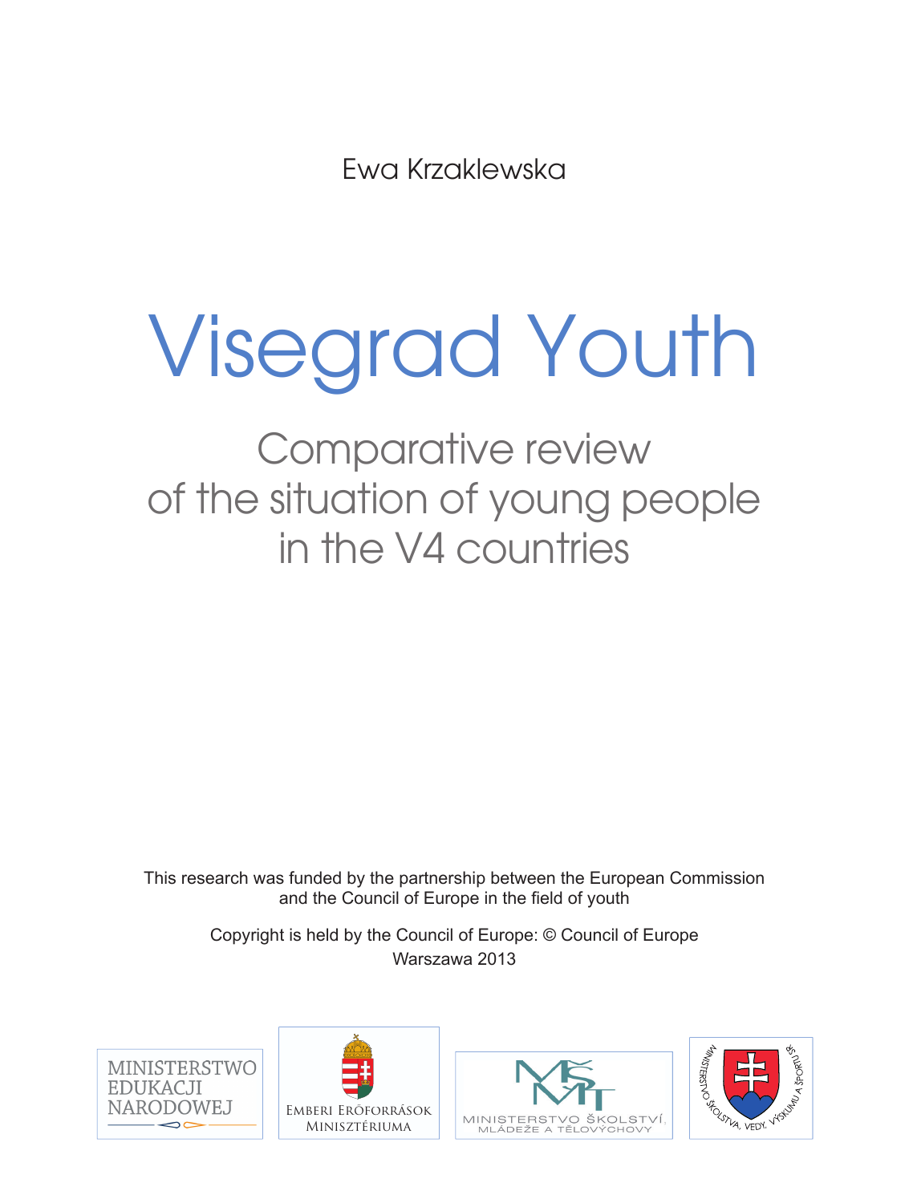Ewa Krzaklewska

# Visegrad Youth

## Comparative review of the situation of young people in the V4 countries

This research was funded by the partnership between the European Commission and the Council of Europe in the field of youth

Copyright is held by the Council of Europe: © Council of Europe
Warszawa 2013

MINISTERSTWO EDUKACJI NARODOWEJ

EMBERI ERŐFORRÁSOK MINISZTÉRIUMA

MINISTERSTVO ŠKOLSTVÍ, MLÁDEŽE A TĚLOVÝCHOVY

MINISTERSTVO ŠKOLSTVA, VEDY, VÝSKUMU A ŠPORTU SR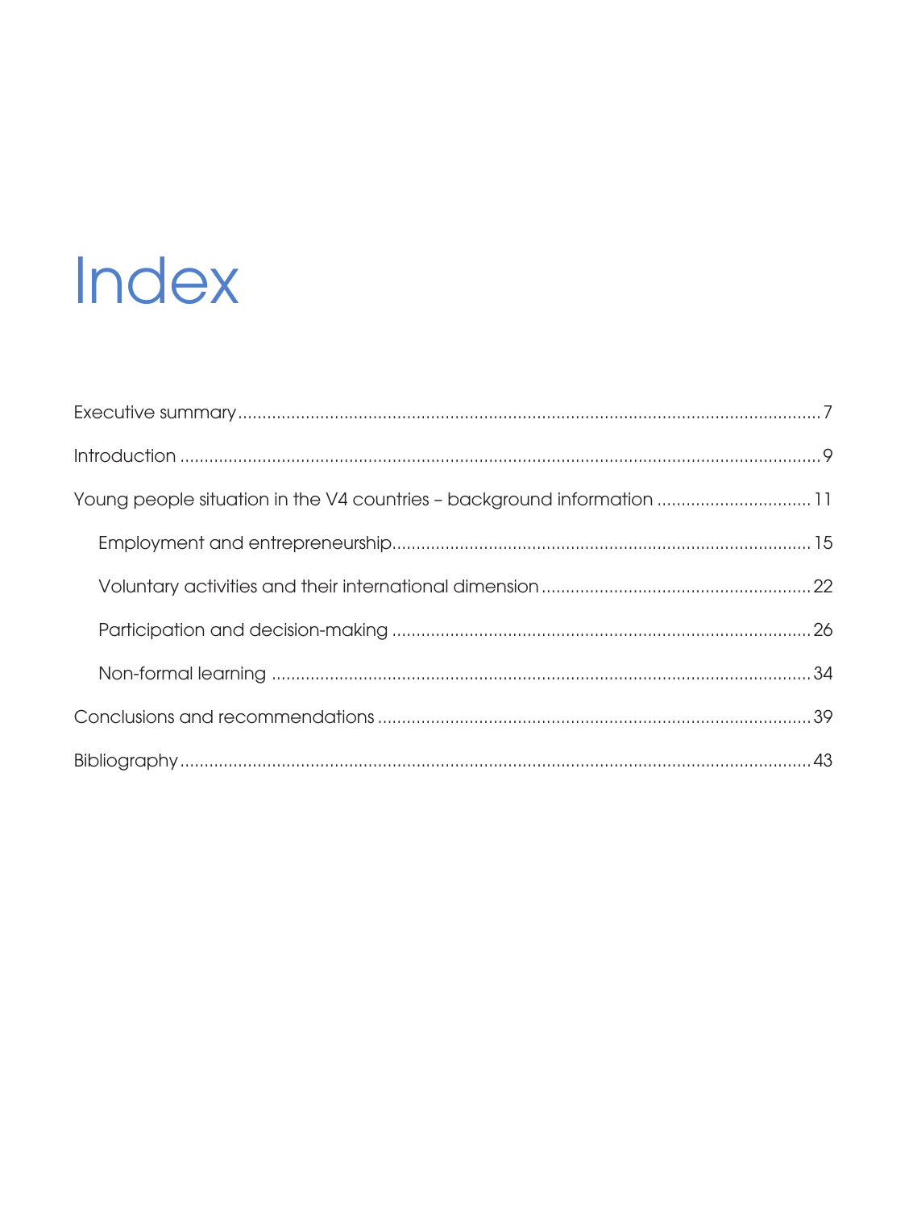# Index

Executive summary ........................................................................................................................ 7

Introduction .................................................................................................................................... 9

Young people situation in the V4 countries – background information ................................ 11

- Employment and entrepreneurship....................................................................................... 15
- Voluntary activities and their international dimension ........................................................ 22
- Participation and decision-making ........................................................................................ 26
- Non-formal learning ................................................................................................................ 34

Conclusions and recommendations .......................................................................................... 39

Bibliography .................................................................................................................................... 43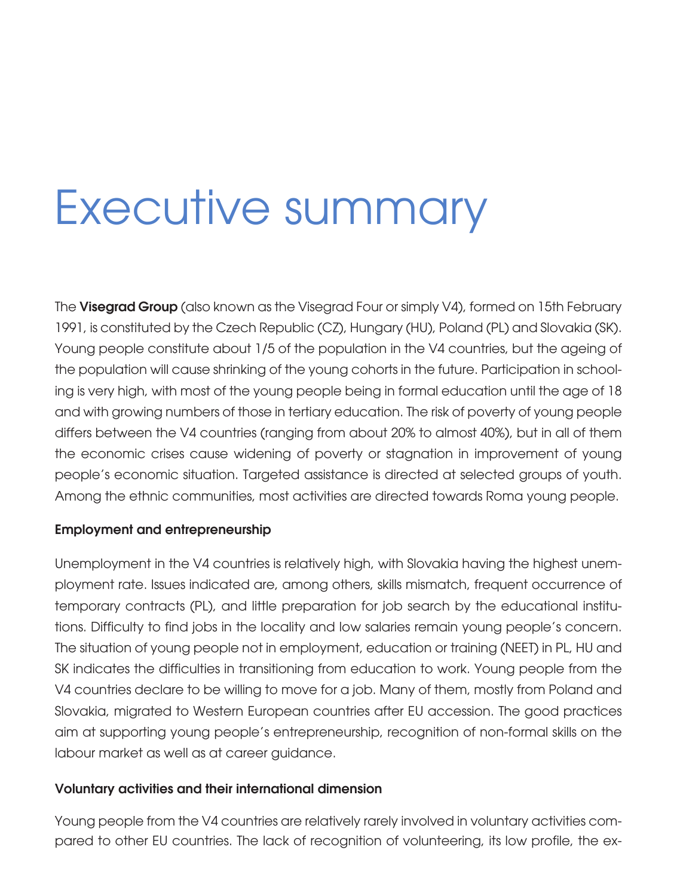# Executive summary

The **Visegrad Group** (also known as the Visegrad Four or simply V4), formed on 15th February 1991, is constituted by the Czech Republic (CZ), Hungary (HU), Poland (PL) and Slovakia (SK). Young people constitute about 1/5 of the population in the V4 countries, but the ageing of the population will cause shrinking of the young cohorts in the future. Participation in schooling is very high, with most of the young people being in formal education until the age of 18 and with growing numbers of those in tertiary education. The risk of poverty of young people differs between the V4 countries (ranging from about 20% to almost 40%), but in all of them the economic crises cause widening of poverty or stagnation in improvement of young people's economic situation. Targeted assistance is directed at selected groups of youth. Among the ethnic communities, most activities are directed towards Roma young people.

**Employment and entrepreneurship**

Unemployment in the V4 countries is relatively high, with Slovakia having the highest unemployment rate. Issues indicated are, among others, skills mismatch, frequent occurrence of temporary contracts (PL), and little preparation for job search by the educational institutions. Difficulty to find jobs in the locality and low salaries remain young people's concern. The situation of young people not in employment, education or training (NEET) in PL, HU and SK indicates the difficulties in transitioning from education to work. Young people from the V4 countries declare to be willing to move for a job. Many of them, mostly from Poland and Slovakia, migrated to Western European countries after EU accession. The good practices aim at supporting young people's entrepreneurship, recognition of non-formal skills on the labour market as well as at career guidance.

**Voluntary activities and their international dimension**

Young people from the V4 countries are relatively rarely involved in voluntary activities compared to other EU countries. The lack of recognition of volunteering, its low profile, the ex-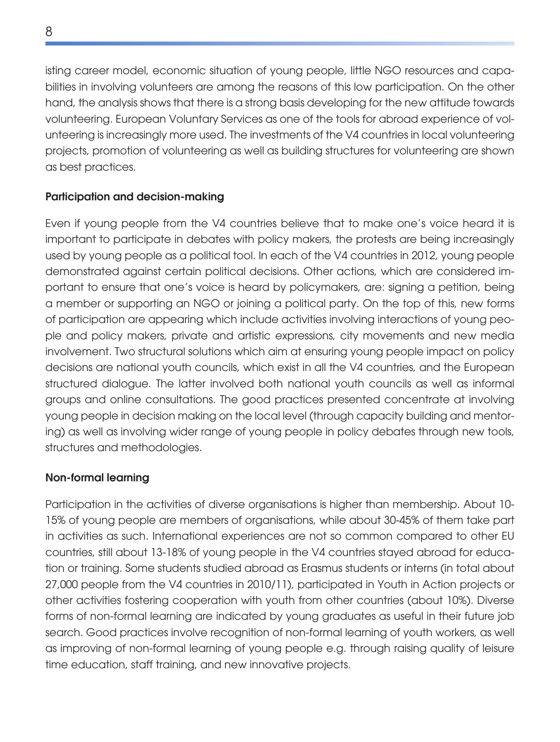isting career model, economic situation of young people, little NGO resources and capabilities in involving volunteers are among the reasons of this low participation. On the other hand, the analysis shows that there is a strong basis developing for the new attitude towards volunteering. European Voluntary Services as one of the tools for abroad experience of volunteering is increasingly more used. The investments of the V4 countries in local volunteering projects, promotion of volunteering as well as building structures for volunteering are shown as best practices.

**Participation and decision-making**

Even if young people from the V4 countries believe that to make one's voice heard it is important to participate in debates with policy makers, the protests are being increasingly used by young people as a political tool. In each of the V4 countries in 2012, young people demonstrated against certain political decisions. Other actions, which are considered important to ensure that one's voice is heard by policymakers, are: signing a petition, being a member or supporting an NGO or joining a political party. On the top of this, new forms of participation are appearing which include activities involving interactions of young people and policy makers, private and artistic expressions, city movements and new media involvement. Two structural solutions which aim at ensuring young people impact on policy decisions are national youth councils, which exist in all the V4 countries, and the European structured dialogue. The latter involved both national youth councils as well as informal groups and online consultations. The good practices presented concentrate at involving young people in decision making on the local level (through capacity building and mentoring) as well as involving wider range of young people in policy debates through new tools, structures and methodologies.

**Non-formal learning**

Participation in the activities of diverse organisations is higher than membership. About 10-15% of young people are members of organisations, while about 30-45% of them take part in activities as such. International experiences are not so common compared to other EU countries, still about 13-18% of young people in the V4 countries stayed abroad for education or training. Some students studied abroad as Erasmus students or interns (in total about 27,000 people from the V4 countries in 2010/11), participated in Youth in Action projects or other activities fostering cooperation with youth from other countries (about 10%). Diverse forms of non-formal learning are indicated by young graduates as useful in their future job search. Good practices involve recognition of non-formal learning of youth workers, as well as improving of non-formal learning of young people e.g. through raising quality of leisure time education, staff training, and new innovative projects.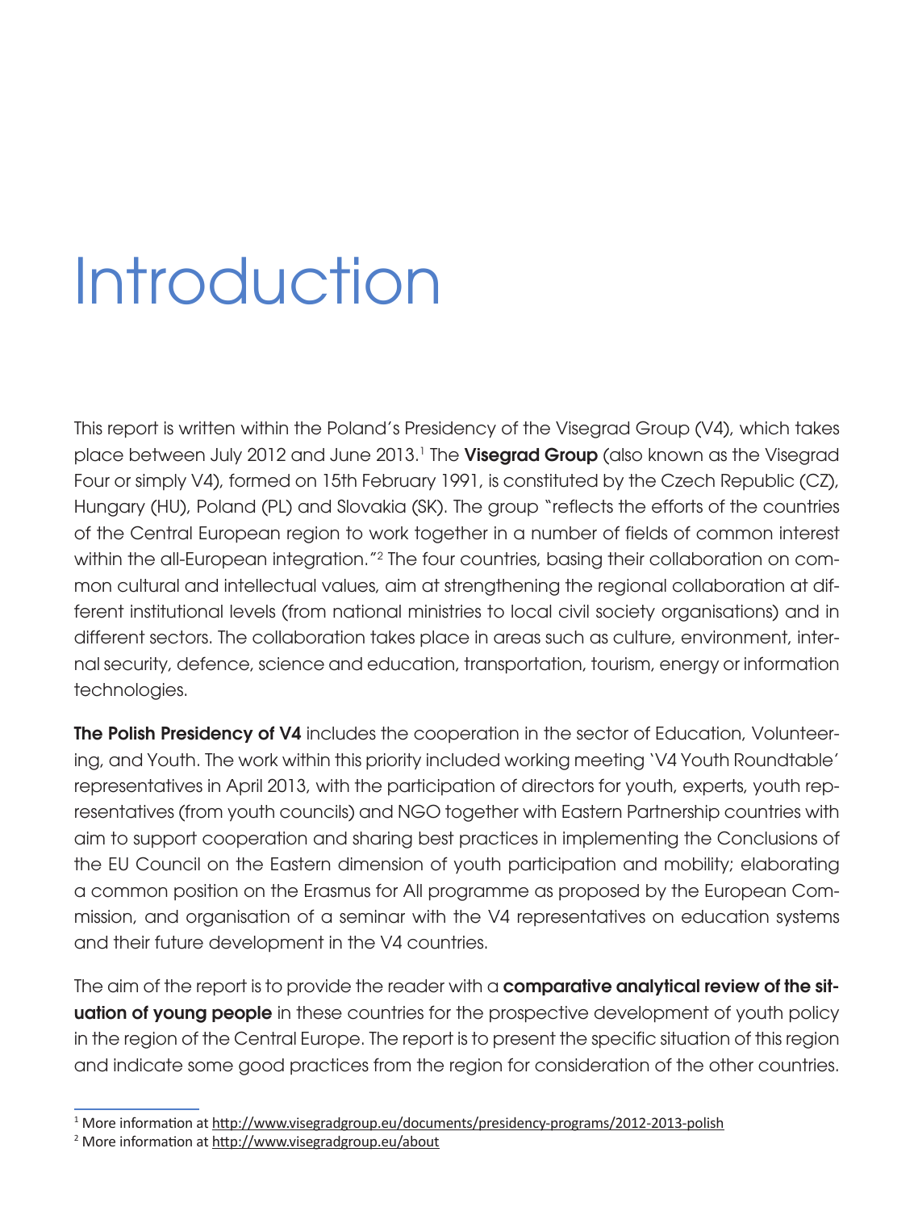# Introduction

This report is written within the Poland's Presidency of the Visegrad Group (V4), which takes place between July 2012 and June 2013.[1] The **Visegrad Group** (also known as the Visegrad Four or simply V4), formed on 15th February 1991, is constituted by the Czech Republic (CZ), Hungary (HU), Poland (PL) and Slovakia (SK). The group "reflects the efforts of the countries of the Central European region to work together in a number of fields of common interest within the all-European integration."[2] The four countries, basing their collaboration on common cultural and intellectual values, aim at strengthening the regional collaboration at different institutional levels (from national ministries to local civil society organisations) and in different sectors. The collaboration takes place in areas such as culture, environment, internal security, defence, science and education, transportation, tourism, energy or information technologies.

**The Polish Presidency of V4** includes the cooperation in the sector of Education, Volunteering, and Youth. The work within this priority included working meeting 'V4 Youth Roundtable' representatives in April 2013, with the participation of directors for youth, experts, youth representatives (from youth councils) and NGO together with Eastern Partnership countries with aim to support cooperation and sharing best practices in implementing the Conclusions of the EU Council on the Eastern dimension of youth participation and mobility; elaborating a common position on the Erasmus for All programme as proposed by the European Commission, and organisation of a seminar with the V4 representatives on education systems and their future development in the V4 countries.

The aim of the report is to provide the reader with a **comparative analytical review of the situation of young people** in these countries for the prospective development of youth policy in the region of the Central Europe. The report is to present the specific situation of this region and indicate some good practices from the region for consideration of the other countries.

---

[1] More information at http://www.visegradgroup.eu/documents/presidency-programs/2012-2013-polish

[2] More information at http://www.visegradgroup.eu/about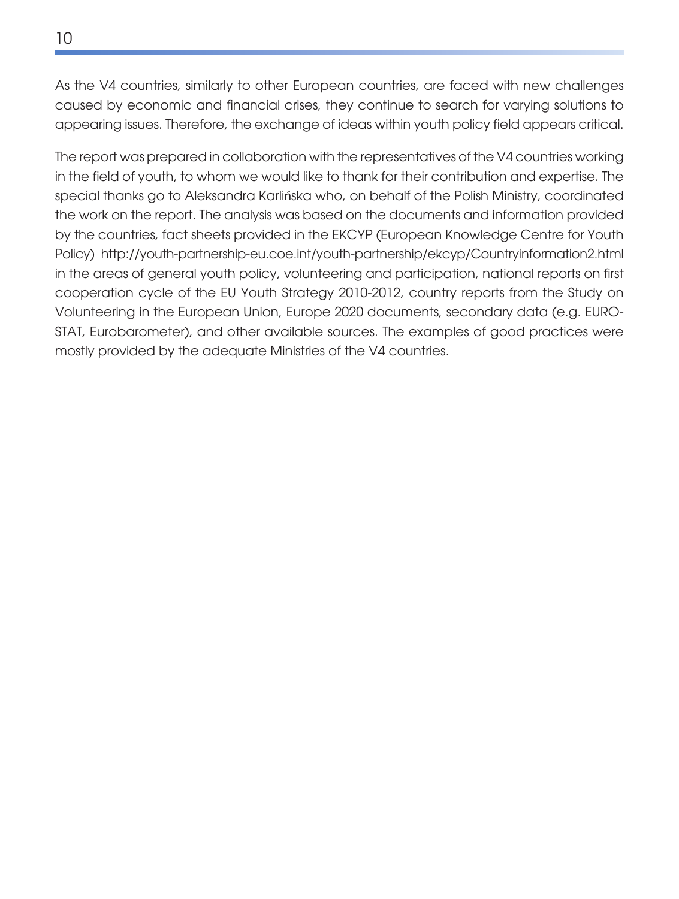As the V4 countries, similarly to other European countries, are faced with new challenges caused by economic and financial crises, they continue to search for varying solutions to appearing issues. Therefore, the exchange of ideas within youth policy field appears critical.

The report was prepared in collaboration with the representatives of the V4 countries working in the field of youth, to whom we would like to thank for their contribution and expertise. The special thanks go to Aleksandra Karlińska who, on behalf of the Polish Ministry, coordinated the work on the report. The analysis was based on the documents and information provided by the countries, fact sheets provided in the EKCYP (European Knowledge Centre for Youth Policy) http://youth-partnership-eu.coe.int/youth-partnership/ekcyp/Countryinformation2.html in the areas of general youth policy, volunteering and participation, national reports on first cooperation cycle of the EU Youth Strategy 2010-2012, country reports from the Study on Volunteering in the European Union, Europe 2020 documents, secondary data (e.g. EUROSTAT, Eurobarometer), and other available sources. The examples of good practices were mostly provided by the adequate Ministries of the V4 countries.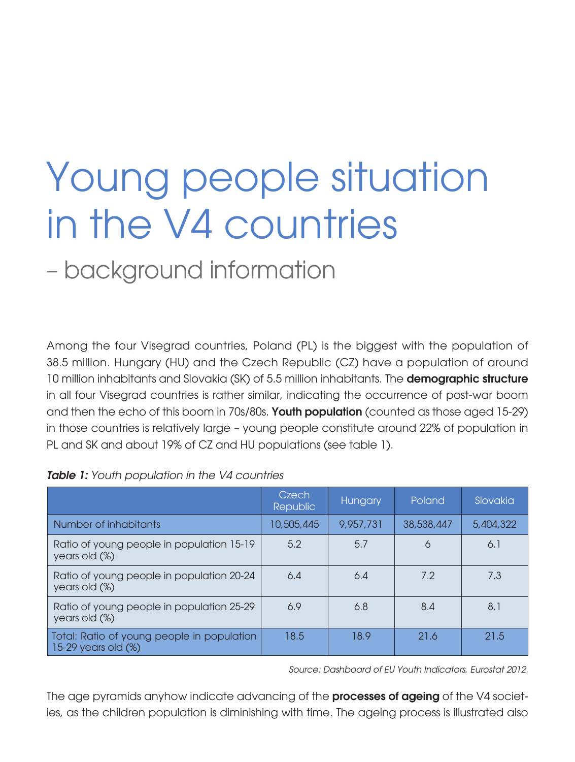# Young people situation in the V4 countries

## – background information

Among the four Visegrad countries, Poland (PL) is the biggest with the population of 38.5 million. Hungary (HU) and the Czech Republic (CZ) have a population of around 10 million inhabitants and Slovakia (SK) of 5.5 million inhabitants. The **demographic structure** in all four Visegrad countries is rather similar, indicating the occurrence of post-war boom and then the echo of this boom in 70s/80s. **Youth population** (counted as those aged 15-29) in those countries is relatively large – young people constitute around 22% of population in PL and SK and about 19% of CZ and HU populations (see table 1).

***Table 1:*** *Youth population in the V4 countries*

| | Czech Republic | Hungary | Poland | Slovakia |
|---|---|---|---|---|
| Number of inhabitants | 10,505,445 | 9,957,731 | 38,538,447 | 5,404,322 |
| Ratio of young people in population 15-19 years old (%) | 5.2 | 5.7 | 6 | 6.1 |
| Ratio of young people in population 20-24 years old (%) | 6.4 | 6.4 | 7.2 | 7.3 |
| Ratio of young people in population 25-29 years old (%) | 6.9 | 6.8 | 8.4 | 8.1 |
| Total: Ratio of young people in population 15-29 years old (%) | 18.5 | 18.9 | 21.6 | 21.5 |

*Source: Dashboard of EU Youth Indicators, Eurostat 2012.*

The age pyramids anyhow indicate advancing of the **processes of ageing** of the V4 societies, as the children population is diminishing with time. The ageing process is illustrated also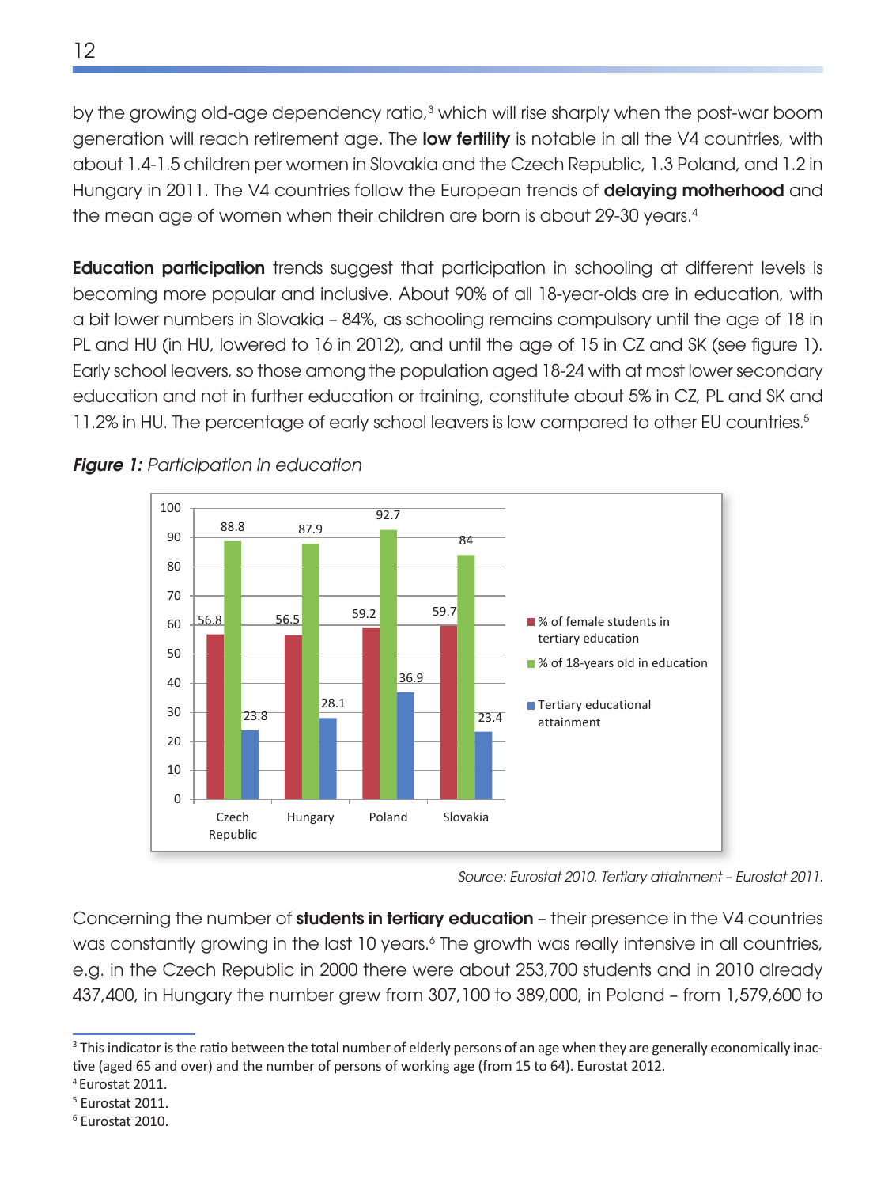by the growing old-age dependency ratio,[3] which will rise sharply when the post-war boom generation will reach retirement age. The **low fertility** is notable in all the V4 countries, with about 1.4-1.5 children per women in Slovakia and the Czech Republic, 1.3 Poland, and 1.2 in Hungary in 2011. The V4 countries follow the European trends of **delaying motherhood** and the mean age of women when their children are born is about 29-30 years.[4]

**Education participation** trends suggest that participation in schooling at different levels is becoming more popular and inclusive. About 90% of all 18-year-olds are in education, with a bit lower numbers in Slovakia – 84%, as schooling remains compulsory until the age of 18 in PL and HU (in HU, lowered to 16 in 2012), and until the age of 15 in CZ and SK (see figure 1). Early school leavers, so those among the population aged 18-24 with at most lower secondary education and not in further education or training, constitute about 5% in CZ, PL and SK and 11.2% in HU. The percentage of early school leavers is low compared to other EU countries.[5]

***Figure 1:*** *Participation in education*

| | Czech Republic | Hungary | Poland | Slovakia |
|---|---|---|---|---|
| % of female students in tertiary education | 56.8 | 56.5 | 59.2 | 59.7 |
| % of 18-years old in education | 88.8 | 87.9 | 92.7 | 84 |
| Tertiary educational attainment | 23.8 | 28.1 | 36.9 | 23.4 |

*Source: Eurostat 2010. Tertiary attainment – Eurostat 2011.*

Concerning the number of **students in tertiary education** – their presence in the V4 countries was constantly growing in the last 10 years.[6] The growth was really intensive in all countries, e.g. in the Czech Republic in 2000 there were about 253,700 students and in 2010 already 437,400, in Hungary the number grew from 307,100 to 389,000, in Poland – from 1,579,600 to

---

[3] This indicator is the ratio between the total number of elderly persons of an age when they are generally economically inactive (aged 65 and over) and the number of persons of working age (from 15 to 64). Eurostat 2012.

[4] Eurostat 2011.

[5] Eurostat 2011.

[6] Eurostat 2010.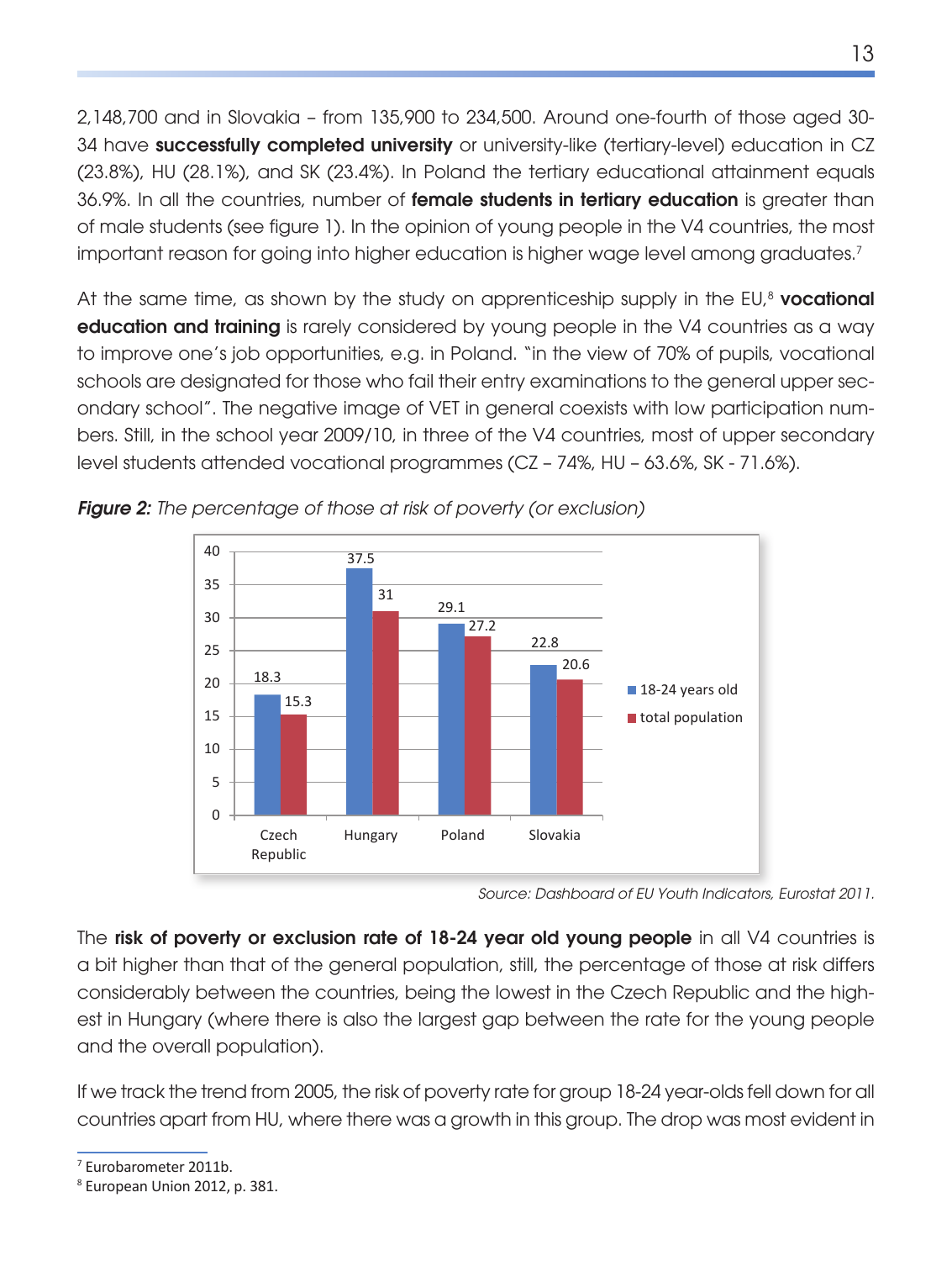2,148,700 and in Slovakia – from 135,900 to 234,500. Around one-fourth of those aged 30-34 have **successfully completed university** or university-like (tertiary-level) education in CZ (23.8%), HU (28.1%), and SK (23.4%). In Poland the tertiary educational attainment equals 36.9%. In all the countries, number of **female students in tertiary education** is greater than of male students (see figure 1). In the opinion of young people in the V4 countries, the most important reason for going into higher education is higher wage level among graduates.[7]

At the same time, as shown by the study on apprenticeship supply in the EU,[8] **vocational education and training** is rarely considered by young people in the V4 countries as a way to improve one's job opportunities, e.g. in Poland. "in the view of 70% of pupils, vocational schools are designated for those who fail their entry examinations to the general upper secondary school". The negative image of VET in general coexists with low participation numbers. Still, in the school year 2009/10, in three of the V4 countries, most of upper secondary level students attended vocational programmes (CZ – 74%, HU – 63.6%, SK - 71.6%).

***Figure 2:*** *The percentage of those at risk of poverty (or exclusion)*

| | 18-24 years old | total population |
|---|---|---|
| Czech Republic | 18.3 | 15.3 |
| Hungary | 37.5 | 31 |
| Poland | 29.1 | 27.2 |
| Slovakia | 22.8 | 20.6 |

*Source: Dashboard of EU Youth Indicators, Eurostat 2011.*

The **risk of poverty or exclusion rate of 18-24 year old young people** in all V4 countries is a bit higher than that of the general population, still, the percentage of those at risk differs considerably between the countries, being the lowest in the Czech Republic and the highest in Hungary (where there is also the largest gap between the rate for the young people and the overall population).

If we track the trend from 2005, the risk of poverty rate for group 18-24 year-olds fell down for all countries apart from HU, where there was a growth in this group. The drop was most evident in

[7] Eurobarometer 2011b.
[8] European Union 2012, p. 381.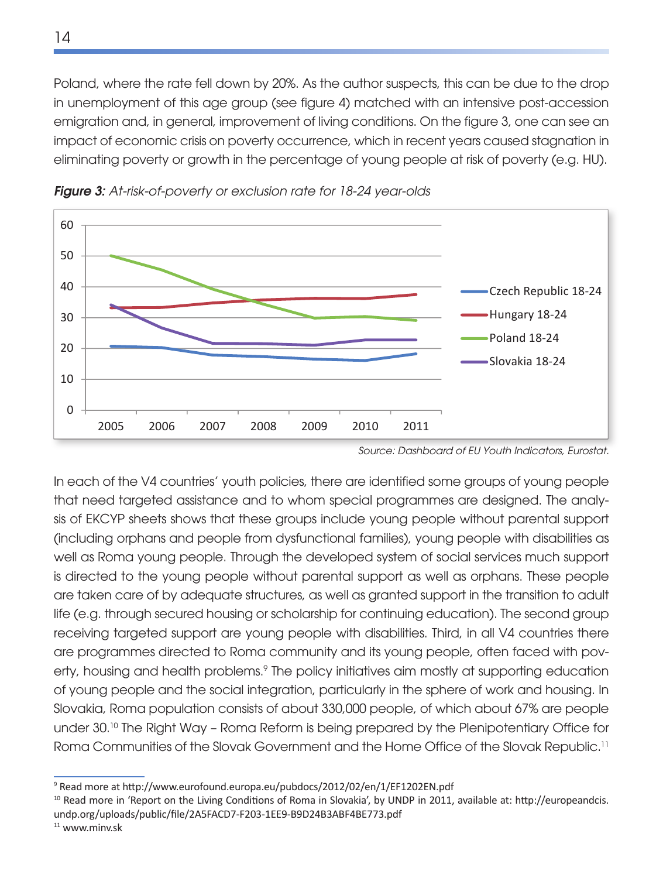Poland, where the rate fell down by 20%. As the author suspects, this can be due to the drop in unemployment of this age group (see figure 4) matched with an intensive post-accession emigration and, in general, improvement of living conditions. On the figure 3, one can see an impact of economic crisis on poverty occurrence, which in recent years caused stagnation in eliminating poverty or growth in the percentage of young people at risk of poverty (e.g. HU).

***Figure 3:*** *At-risk-of-poverty or exclusion rate for 18-24 year-olds*

*Source: Dashboard of EU Youth Indicators, Eurostat.*

In each of the V4 countries' youth policies, there are identified some groups of young people that need targeted assistance and to whom special programmes are designed. The analysis of EKCYP sheets shows that these groups include young people without parental support (including orphans and people from dysfunctional families), young people with disabilities as well as Roma young people. Through the developed system of social services much support is directed to the young people without parental support as well as orphans. These people are taken care of by adequate structures, as well as granted support in the transition to adult life (e.g. through secured housing or scholarship for continuing education). The second group receiving targeted support are young people with disabilities. Third, in all V4 countries there are programmes directed to Roma community and its young people, often faced with poverty, housing and health problems.[9] The policy initiatives aim mostly at supporting education of young people and the social integration, particularly in the sphere of work and housing. In Slovakia, Roma population consists of about 330,000 people, of which about 67% are people under 30.[10] The Right Way – Roma Reform is being prepared by the Plenipotentiary Office for Roma Communities of the Slovak Government and the Home Office of the Slovak Republic.[11]

[9] Read more at http://www.eurofound.europa.eu/pubdocs/2012/02/en/1/EF1202EN.pdf

[10] Read more in 'Report on the Living Conditions of Roma in Slovakia', by UNDP in 2011, available at: http://europeandcis.undp.org/uploads/public/file/2A5FACD7-F203-1EE9-B9D24B3ABF4BE773.pdf

[11] www.minv.sk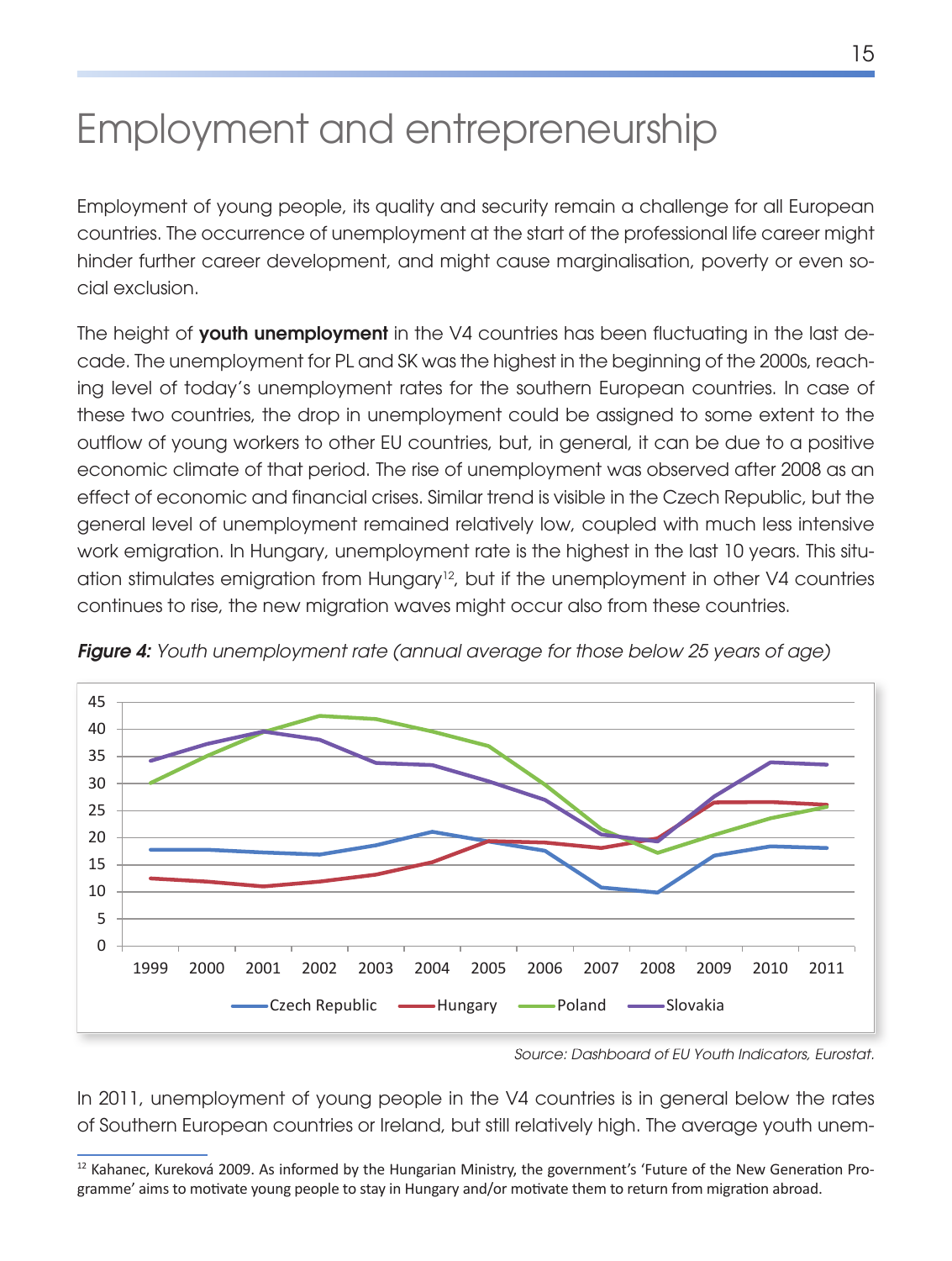# Employment and entrepreneurship

Employment of young people, its quality and security remain a challenge for all European countries. The occurrence of unemployment at the start of the professional life career might hinder further career development, and might cause marginalisation, poverty or even social exclusion.

The height of **youth unemployment** in the V4 countries has been fluctuating in the last decade. The unemployment for PL and SK was the highest in the beginning of the 2000s, reaching level of today's unemployment rates for the southern European countries. In case of these two countries, the drop in unemployment could be assigned to some extent to the outflow of young workers to other EU countries, but, in general, it can be due to a positive economic climate of that period. The rise of unemployment was observed after 2008 as an effect of economic and financial crises. Similar trend is visible in the Czech Republic, but the general level of unemployment remained relatively low, coupled with much less intensive work emigration. In Hungary, unemployment rate is the highest in the last 10 years. This situation stimulates emigration from Hungary[12], but if the unemployment in other V4 countries continues to rise, the new migration waves might occur also from these countries.

***Figure 4:*** *Youth unemployment rate (annual average for those below 25 years of age)*

*Source: Dashboard of EU Youth Indicators, Eurostat.*

In 2011, unemployment of young people in the V4 countries is in general below the rates of Southern European countries or Ireland, but still relatively high. The average youth unem-

[12] Kahanec, Kureková 2009. As informed by the Hungarian Ministry, the government's 'Future of the New Generation Programme' aims to motivate young people to stay in Hungary and/or motivate them to return from migration abroad.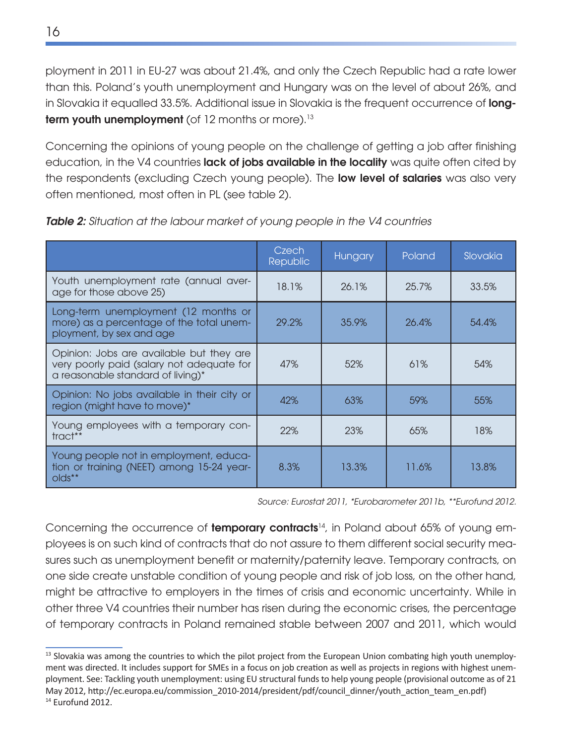ployment in 2011 in EU-27 was about 21.4%, and only the Czech Republic had a rate lower than this. Poland's youth unemployment and Hungary was on the level of about 26%, and in Slovakia it equalled 33.5%. Additional issue in Slovakia is the frequent occurrence of **long-term youth unemployment** (of 12 months or more).[13]

Concerning the opinions of young people on the challenge of getting a job after finishing education, in the V4 countries **lack of jobs available in the locality** was quite often cited by the respondents (excluding Czech young people). The **low level of salaries** was also very often mentioned, most often in PL (see table 2).

***Table 2:*** *Situation at the labour market of young people in the V4 countries*

| | Czech Republic | Hungary | Poland | Slovakia |
|---|---|---|---|---|
| Youth unemployment rate (annual average for those above 25) | 18.1% | 26.1% | 25.7% | 33.5% |
| Long-term unemployment (12 months or more) as a percentage of the total unemployment, by sex and age | 29.2% | 35.9% | 26.4% | 54.4% |
| Opinion: Jobs are available but they are very poorly paid (salary not adequate for a reasonable standard of living)* | 47% | 52% | 61% | 54% |
| Opinion: No jobs available in their city or region (might have to move)* | 42% | 63% | 59% | 55% |
| Young employees with a temporary contract** | 22% | 23% | 65% | 18% |
| Young people not in employment, education or training (NEET) among 15-24 year-olds** | 8.3% | 13.3% | 11.6% | 13.8% |

*Source: Eurostat 2011, *Eurobarometer 2011b, **Eurofund 2012.*

Concerning the occurrence of **temporary contracts**[14], in Poland about 65% of young employees is on such kind of contracts that do not assure to them different social security measures such as unemployment benefit or maternity/paternity leave. Temporary contracts, on one side create unstable condition of young people and risk of job loss, on the other hand, might be attractive to employers in the times of crisis and economic uncertainty. While in other three V4 countries their number has risen during the economic crises, the percentage of temporary contracts in Poland remained stable between 2007 and 2011, which would

[13] Slovakia was among the countries to which the pilot project from the European Union combating high youth unemployment was directed. It includes support for SMEs in a focus on job creation as well as projects in regions with highest unemployment. See: Tackling youth unemployment: using EU structural funds to help young people (provisional outcome as of 21 May 2012, http://ec.europa.eu/commission_2010-2014/president/pdf/council_dinner/youth_action_team_en.pdf)

[14] Eurofund 2012.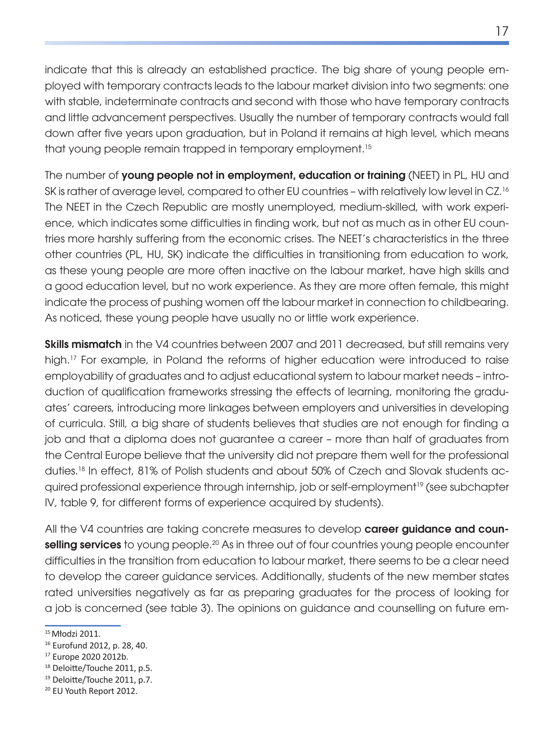indicate that this is already an established practice. The big share of young people employed with temporary contracts leads to the labour market division into two segments: one with stable, indeterminate contracts and second with those who have temporary contracts and little advancement perspectives. Usually the number of temporary contracts would fall down after five years upon graduation, but in Poland it remains at high level, which means that young people remain trapped in temporary employment.[15]

The number of **young people not in employment, education or training** (NEET) in PL, HU and SK is rather of average level, compared to other EU countries – with relatively low level in CZ.[16] The NEET in the Czech Republic are mostly unemployed, medium-skilled, with work experience, which indicates some difficulties in finding work, but not as much as in other EU countries more harshly suffering from the economic crises. The NEET's characteristics in the three other countries (PL, HU, SK) indicate the difficulties in transitioning from education to work, as these young people are more often inactive on the labour market, have high skills and a good education level, but no work experience. As they are more often female, this might indicate the process of pushing women off the labour market in connection to childbearing. As noticed, these young people have usually no or little work experience.

**Skills mismatch** in the V4 countries between 2007 and 2011 decreased, but still remains very high.[17] For example, in Poland the reforms of higher education were introduced to raise employability of graduates and to adjust educational system to labour market needs – introduction of qualification frameworks stressing the effects of learning, monitoring the graduates' careers, introducing more linkages between employers and universities in developing of curricula. Still, a big share of students believes that studies are not enough for finding a job and that a diploma does not guarantee a career – more than half of graduates from the Central Europe believe that the university did not prepare them well for the professional duties.[18] In effect, 81% of Polish students and about 50% of Czech and Slovak students acquired professional experience through internship, job or self-employment[19] (see subchapter IV, table 9, for different forms of experience acquired by students).

All the V4 countries are taking concrete measures to develop **career guidance and counselling services** to young people.[20] As in three out of four countries young people encounter difficulties in the transition from education to labour market, there seems to be a clear need to develop the career guidance services. Additionally, students of the new member states rated universities negatively as far as preparing graduates for the process of looking for a job is concerned (see table 3). The opinions on guidance and counselling on future em-

---

[15] Młodzi 2011.

[16] Eurofund 2012, p. 28, 40.

[17] Europe 2020 2012b.

[18] Deloitte/Touche 2011, p.5.

[19] Deloitte/Touche 2011, p.7.

[20] EU Youth Report 2012.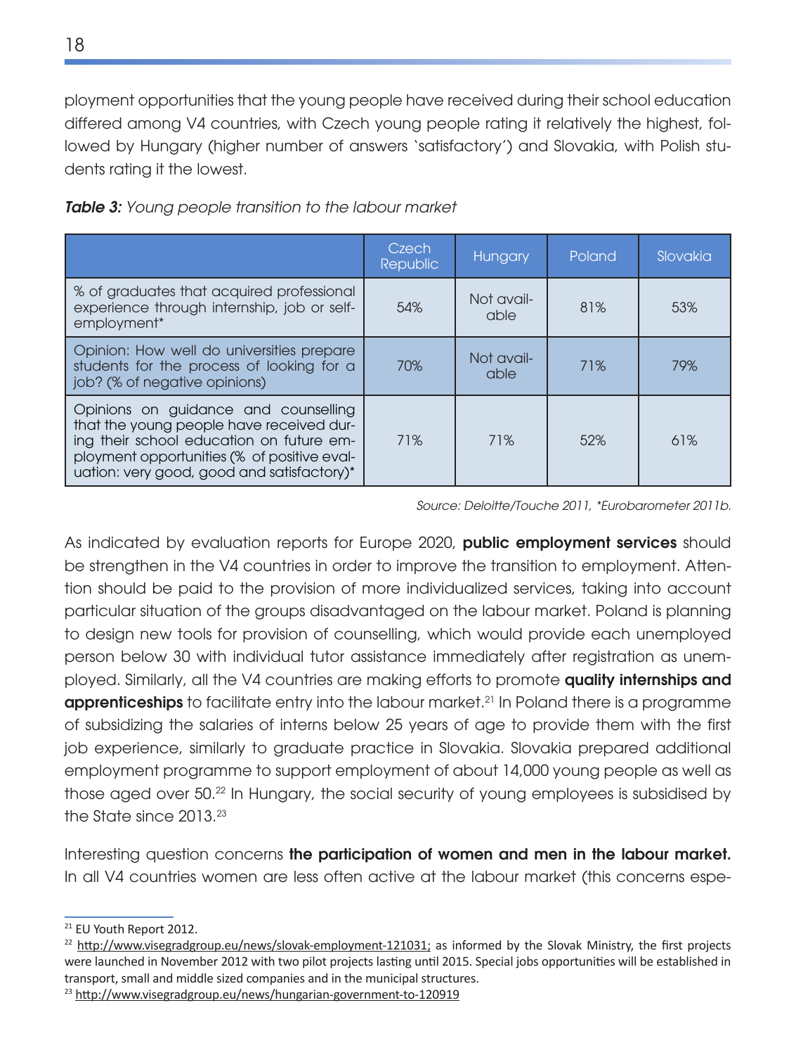ployment opportunities that the young people have received during their school education differed among V4 countries, with Czech young people rating it relatively the highest, followed by Hungary (higher number of answers 'satisfactory') and Slovakia, with Polish students rating it the lowest.

***Table 3:*** *Young people transition to the labour market*

| | Czech Republic | Hungary | Poland | Slovakia |
|---|---|---|---|---|
| % of graduates that acquired professional experience through internship, job or self-employment* | 54% | Not available | 81% | 53% |
| Opinion: How well do universities prepare students for the process of looking for a job? (% of negative opinions) | 70% | Not available | 71% | 79% |
| Opinions on guidance and counselling that the young people have received during their school education on future employment opportunities (% of positive evaluation: very good, good and satisfactory)* | 71% | 71% | 52% | 61% |

*Source: Deloitte/Touche 2011, *Eurobarometer 2011b.*

As indicated by evaluation reports for Europe 2020, **public employment services** should be strengthen in the V4 countries in order to improve the transition to employment. Attention should be paid to the provision of more individualized services, taking into account particular situation of the groups disadvantaged on the labour market. Poland is planning to design new tools for provision of counselling, which would provide each unemployed person below 30 with individual tutor assistance immediately after registration as unemployed. Similarly, all the V4 countries are making efforts to promote **quality internships and apprenticeships** to facilitate entry into the labour market.[21] In Poland there is a programme of subsidizing the salaries of interns below 25 years of age to provide them with the first job experience, similarly to graduate practice in Slovakia. Slovakia prepared additional employment programme to support employment of about 14,000 young people as well as those aged over 50.[22] In Hungary, the social security of young employees is subsidised by the State since 2013.[23]

Interesting question concerns **the participation of women and men in the labour market.** In all V4 countries women are less often active at the labour market (this concerns espe-

[21] EU Youth Report 2012.

[22] http://www.visegradgroup.eu/news/slovak-employment-121031; as informed by the Slovak Ministry, the first projects were launched in November 2012 with two pilot projects lasting until 2015. Special jobs opportunities will be established in transport, small and middle sized companies and in the municipal structures.

[23] http://www.visegradgroup.eu/news/hungarian-government-to-120919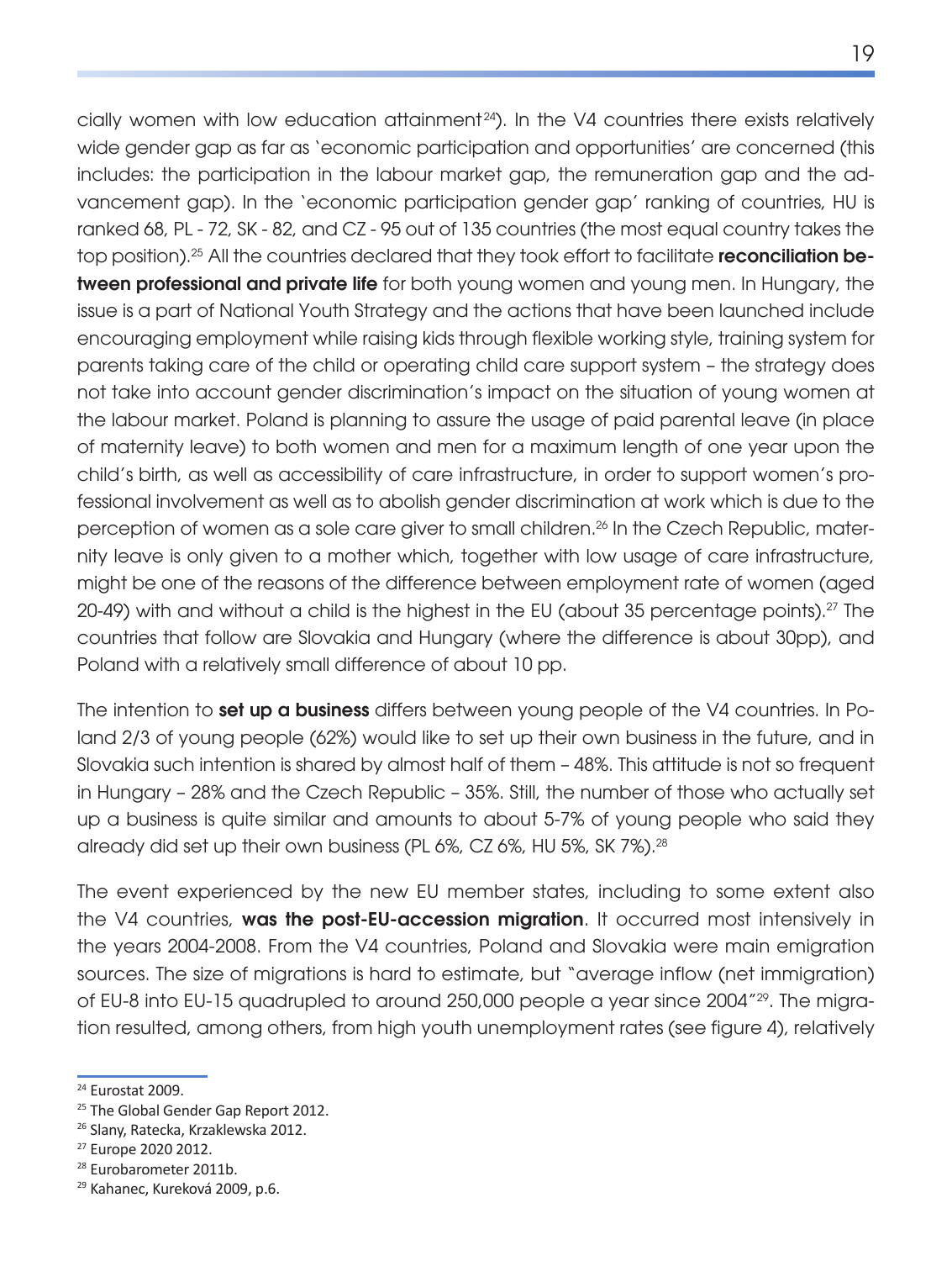cially women with low education attainment[24]). In the V4 countries there exists relatively wide gender gap as far as `economic participation and opportunities' are concerned (this includes: the participation in the labour market gap, the remuneration gap and the advancement gap). In the `economic participation gender gap' ranking of countries, HU is ranked 68, PL - 72, SK - 82, and CZ - 95 out of 135 countries (the most equal country takes the top position).[25] All the countries declared that they took effort to facilitate **reconciliation between professional and private life** for both young women and young men. In Hungary, the issue is a part of National Youth Strategy and the actions that have been launched include encouraging employment while raising kids through flexible working style, training system for parents taking care of the child or operating child care support system – the strategy does not take into account gender discrimination's impact on the situation of young women at the labour market. Poland is planning to assure the usage of paid parental leave (in place of maternity leave) to both women and men for a maximum length of one year upon the child's birth, as well as accessibility of care infrastructure, in order to support women's professional involvement as well as to abolish gender discrimination at work which is due to the perception of women as a sole care giver to small children.[26] In the Czech Republic, maternity leave is only given to a mother which, together with low usage of care infrastructure, might be one of the reasons of the difference between employment rate of women (aged 20-49) with and without a child is the highest in the EU (about 35 percentage points).[27] The countries that follow are Slovakia and Hungary (where the difference is about 30pp), and Poland with a relatively small difference of about 10 pp.

The intention to **set up a business** differs between young people of the V4 countries. In Poland 2/3 of young people (62%) would like to set up their own business in the future, and in Slovakia such intention is shared by almost half of them – 48%. This attitude is not so frequent in Hungary – 28% and the Czech Republic – 35%. Still, the number of those who actually set up a business is quite similar and amounts to about 5-7% of young people who said they already did set up their own business (PL 6%, CZ 6%, HU 5%, SK 7%).[28]

The event experienced by the new EU member states, including to some extent also the V4 countries, **was the post-EU-accession migration**. It occurred most intensively in the years 2004-2008. From the V4 countries, Poland and Slovakia were main emigration sources. The size of migrations is hard to estimate, but "average inflow (net immigration) of EU-8 into EU-15 quadrupled to around 250,000 people a year since 2004"[29]. The migration resulted, among others, from high youth unemployment rates (see figure 4), relatively

---

[24] Eurostat 2009.

[25] The Global Gender Gap Report 2012.

[26] Slany, Ratecka, Krzaklewska 2012.

[27] Europe 2020 2012.

[28] Eurobarometer 2011b.

[29] Kahanec, Kureková 2009, p.6.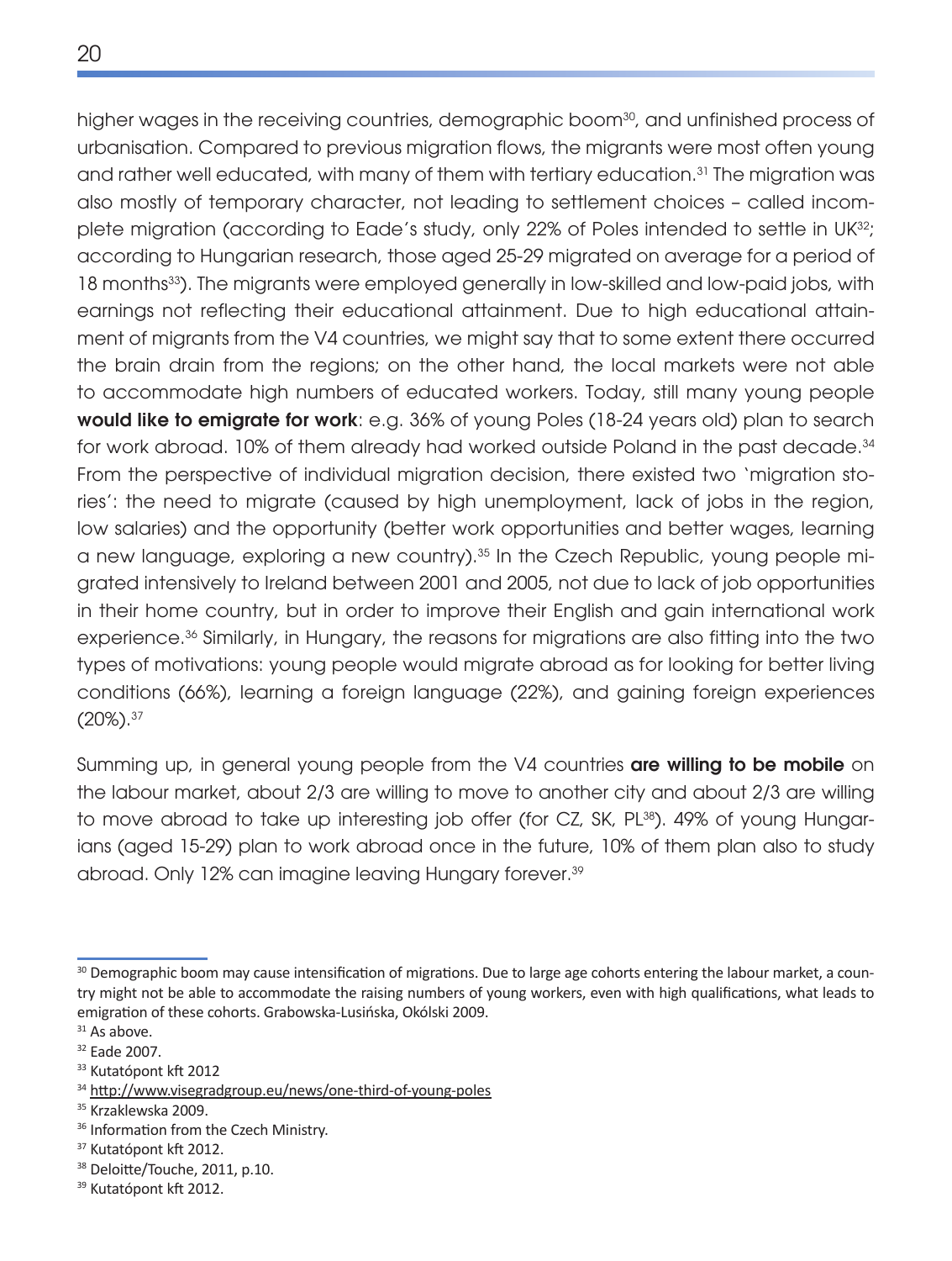higher wages in the receiving countries, demographic boom[30], and unfinished process of urbanisation. Compared to previous migration flows, the migrants were most often young and rather well educated, with many of them with tertiary education.[31] The migration was also mostly of temporary character, not leading to settlement choices – called incomplete migration (according to Eade's study, only 22% of Poles intended to settle in UK[32]; according to Hungarian research, those aged 25-29 migrated on average for a period of 18 months[33]). The migrants were employed generally in low-skilled and low-paid jobs, with earnings not reflecting their educational attainment. Due to high educational attainment of migrants from the V4 countries, we might say that to some extent there occurred the brain drain from the regions; on the other hand, the local markets were not able to accommodate high numbers of educated workers. Today, still many young people **would like to emigrate for work**: e.g. 36% of young Poles (18-24 years old) plan to search for work abroad. 10% of them already had worked outside Poland in the past decade.[34] From the perspective of individual migration decision, there existed two 'migration stories': the need to migrate (caused by high unemployment, lack of jobs in the region, low salaries) and the opportunity (better work opportunities and better wages, learning a new language, exploring a new country).[35] In the Czech Republic, young people migrated intensively to Ireland between 2001 and 2005, not due to lack of job opportunities in their home country, but in order to improve their English and gain international work experience.[36] Similarly, in Hungary, the reasons for migrations are also fitting into the two types of motivations: young people would migrate abroad as for looking for better living conditions (66%), learning a foreign language (22%), and gaining foreign experiences (20%).[37]

Summing up, in general young people from the V4 countries **are willing to be mobile** on the labour market, about 2/3 are willing to move to another city and about 2/3 are willing to move abroad to take up interesting job offer (for CZ, SK, PL[38]). 49% of young Hungarians (aged 15-29) plan to work abroad once in the future, 10% of them plan also to study abroad. Only 12% can imagine leaving Hungary forever.[39]

---

[30] Demographic boom may cause intensification of migrations. Due to large age cohorts entering the labour market, a country might not be able to accommodate the raising numbers of young workers, even with high qualifications, what leads to emigration of these cohorts. Grabowska-Lusińska, Okólski 2009.

[31] As above.

[32] Eade 2007.

[33] Kutatópont kft 2012

[34] http://www.visegradgroup.eu/news/one-third-of-young-poles

[35] Krzaklewska 2009.

[36] Information from the Czech Ministry.

[37] Kutatópont kft 2012.

[38] Deloitte/Touche, 2011, p.10.

[39] Kutatópont kft 2012.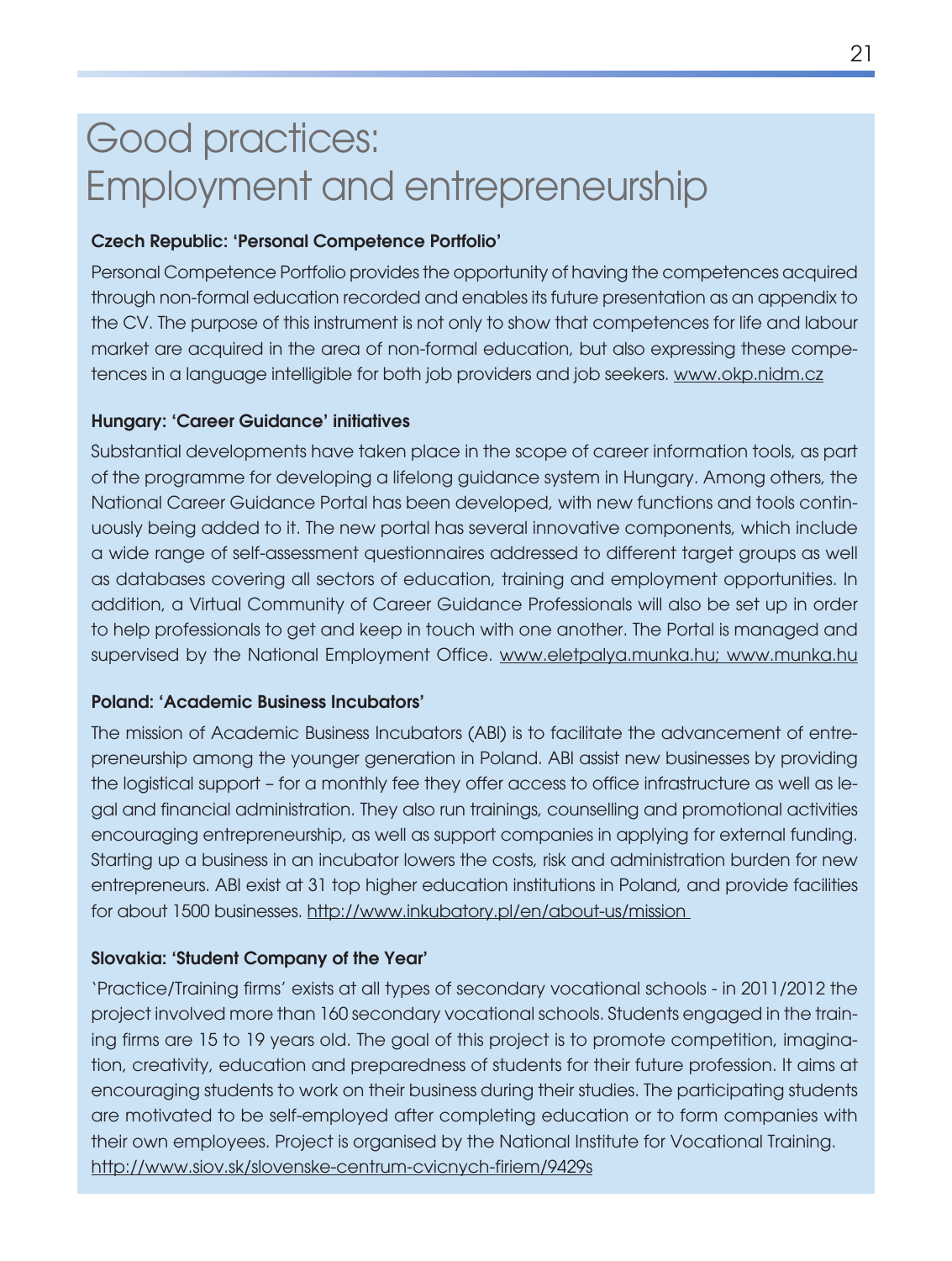# Good practices: Employment and entrepreneurship

**Czech Republic: 'Personal Competence Portfolio'**

Personal Competence Portfolio provides the opportunity of having the competences acquired through non-formal education recorded and enables its future presentation as an appendix to the CV. The purpose of this instrument is not only to show that competences for life and labour market are acquired in the area of non-formal education, but also expressing these competences in a language intelligible for both job providers and job seekers. www.okp.nidm.cz

**Hungary: 'Career Guidance' initiatives**

Substantial developments have taken place in the scope of career information tools, as part of the programme for developing a lifelong guidance system in Hungary. Among others, the National Career Guidance Portal has been developed, with new functions and tools continuously being added to it. The new portal has several innovative components, which include a wide range of self-assessment questionnaires addressed to different target groups as well as databases covering all sectors of education, training and employment opportunities. In addition, a Virtual Community of Career Guidance Professionals will also be set up in order to help professionals to get and keep in touch with one another. The Portal is managed and supervised by the National Employment Office. www.eletpalya.munka.hu; www.munka.hu

**Poland: 'Academic Business Incubators'**

The mission of Academic Business Incubators (ABI) is to facilitate the advancement of entrepreneurship among the younger generation in Poland. ABI assist new businesses by providing the logistical support – for a monthly fee they offer access to office infrastructure as well as legal and financial administration. They also run trainings, counselling and promotional activities encouraging entrepreneurship, as well as support companies in applying for external funding. Starting up a business in an incubator lowers the costs, risk and administration burden for new entrepreneurs. ABI exist at 31 top higher education institutions in Poland, and provide facilities for about 1500 businesses. http://www.inkubatory.pl/en/about-us/mission

**Slovakia: 'Student Company of the Year'**

'Practice/Training firms' exists at all types of secondary vocational schools - in 2011/2012 the project involved more than 160 secondary vocational schools. Students engaged in the training firms are 15 to 19 years old. The goal of this project is to promote competition, imagination, creativity, education and preparedness of students for their future profession. It aims at encouraging students to work on their business during their studies. The participating students are motivated to be self-employed after completing education or to form companies with their own employees. Project is organised by the National Institute for Vocational Training. http://www.siov.sk/slovenske-centrum-cvicnych-firiem/9429s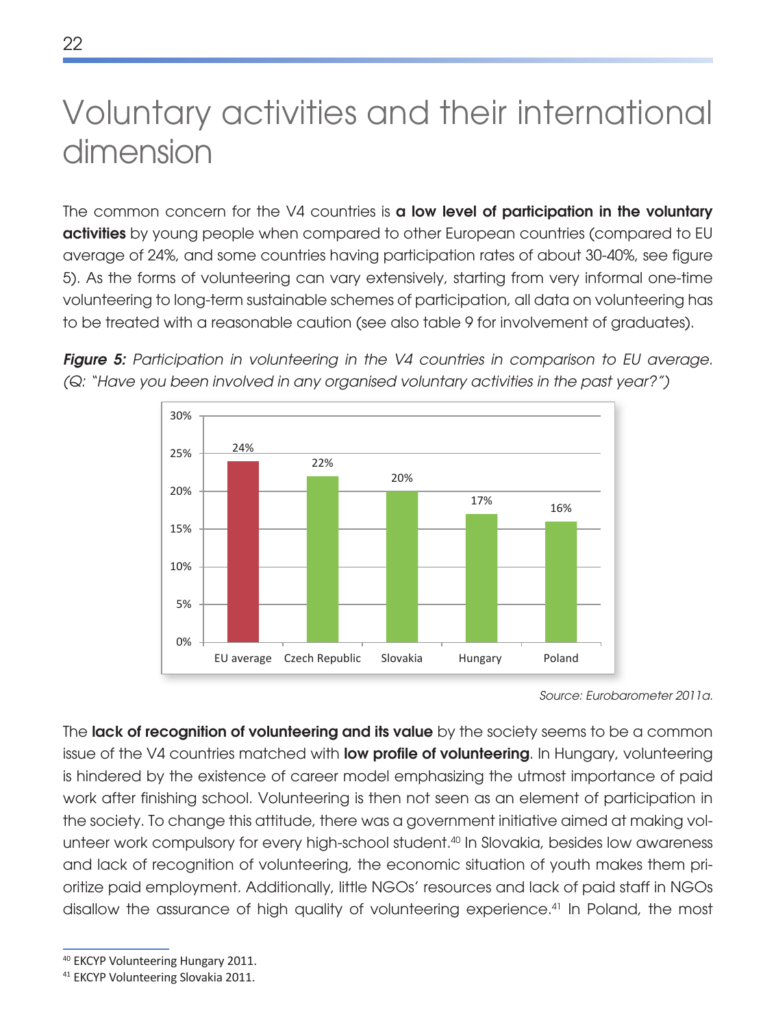# Voluntary activities and their international dimension

The common concern for the V4 countries is **a low level of participation in the voluntary activities** by young people when compared to other European countries (compared to EU average of 24%, and some countries having participation rates of about 30-40%, see figure 5). As the forms of volunteering can vary extensively, starting from very informal one-time volunteering to long-term sustainable schemes of participation, all data on volunteering has to be treated with a reasonable caution (see also table 9 for involvement of graduates).

***Figure 5:*** *Participation in volunteering in the V4 countries in comparison to EU average. (Q: "Have you been involved in any organised voluntary activities in the past year?")*

| | Participation |
|---|---|
| EU average | 24% |
| Czech Republic | 22% |
| Slovakia | 20% |
| Hungary | 17% |
| Poland | 16% |

*Source: Eurobarometer 2011a.*

The **lack of recognition of volunteering and its value** by the society seems to be a common issue of the V4 countries matched with **low profile of volunteering**. In Hungary, volunteering is hindered by the existence of career model emphasizing the utmost importance of paid work after finishing school. Volunteering is then not seen as an element of participation in the society. To change this attitude, there was a government initiative aimed at making volunteer work compulsory for every high-school student.[40] In Slovakia, besides low awareness and lack of recognition of volunteering, the economic situation of youth makes them prioritize paid employment. Additionally, little NGOs' resources and lack of paid staff in NGOs disallow the assurance of high quality of volunteering experience.[41] In Poland, the most

[40] EKCYP Volunteering Hungary 2011.

[41] EKCYP Volunteering Slovakia 2011.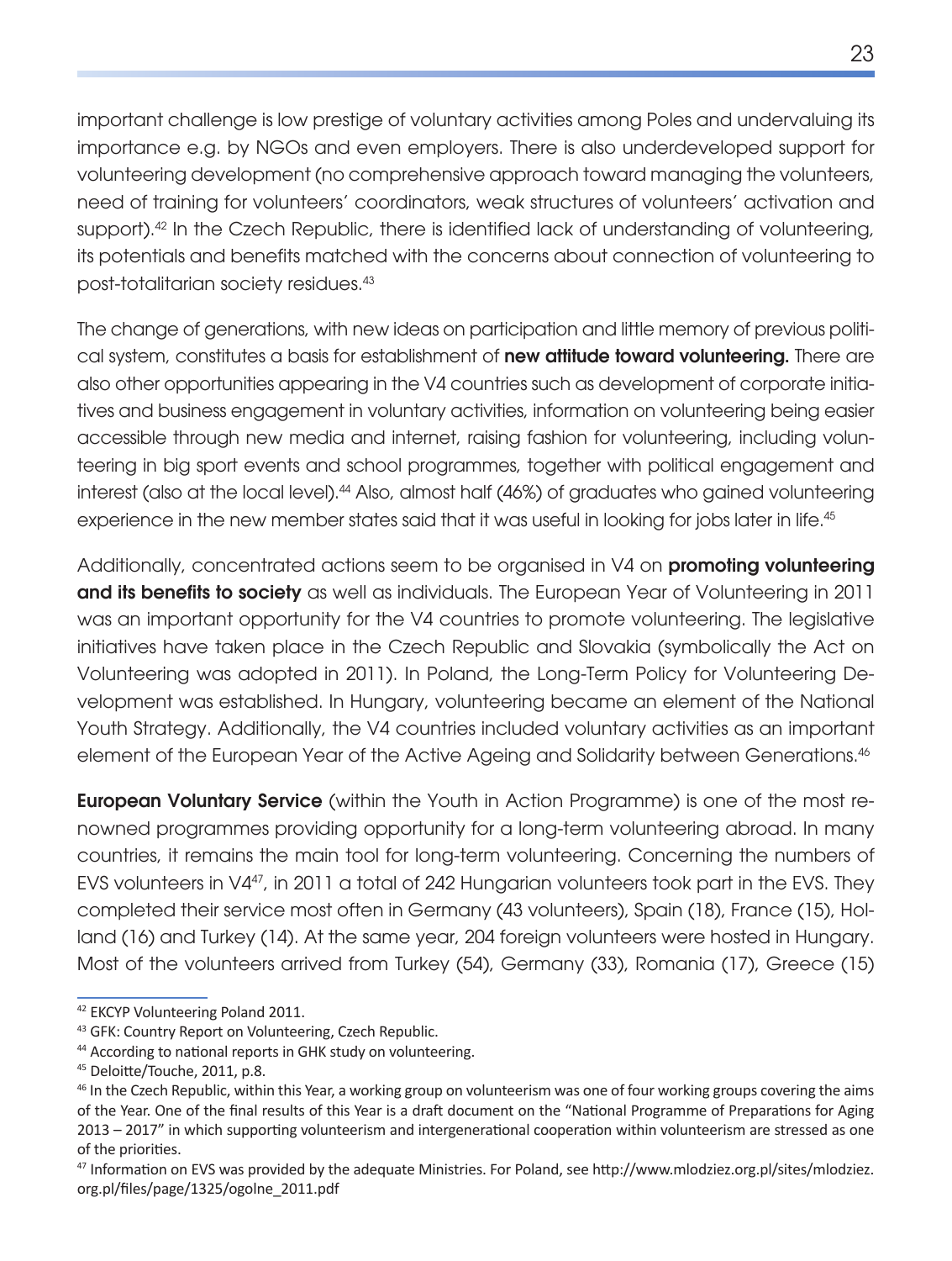important challenge is low prestige of voluntary activities among Poles and undervaluing its importance e.g. by NGOs and even employers. There is also underdeveloped support for volunteering development (no comprehensive approach toward managing the volunteers, need of training for volunteers' coordinators, weak structures of volunteers' activation and support).[42] In the Czech Republic, there is identified lack of understanding of volunteering, its potentials and benefits matched with the concerns about connection of volunteering to post-totalitarian society residues.[43]

The change of generations, with new ideas on participation and little memory of previous political system, constitutes a basis for establishment of **new attitude toward volunteering.** There are also other opportunities appearing in the V4 countries such as development of corporate initiatives and business engagement in voluntary activities, information on volunteering being easier accessible through new media and internet, raising fashion for volunteering, including volunteering in big sport events and school programmes, together with political engagement and interest (also at the local level).[44] Also, almost half (46%) of graduates who gained volunteering experience in the new member states said that it was useful in looking for jobs later in life.[45]

Additionally, concentrated actions seem to be organised in V4 on **promoting volunteering and its benefits to society** as well as individuals. The European Year of Volunteering in 2011 was an important opportunity for the V4 countries to promote volunteering. The legislative initiatives have taken place in the Czech Republic and Slovakia (symbolically the Act on Volunteering was adopted in 2011). In Poland, the Long-Term Policy for Volunteering Development was established. In Hungary, volunteering became an element of the National Youth Strategy. Additionally, the V4 countries included voluntary activities as an important element of the European Year of the Active Ageing and Solidarity between Generations.[46]

**European Voluntary Service** (within the Youth in Action Programme) is one of the most renowned programmes providing opportunity for a long-term volunteering abroad. In many countries, it remains the main tool for long-term volunteering. Concerning the numbers of EVS volunteers in V4[47], in 2011 a total of 242 Hungarian volunteers took part in the EVS. They completed their service most often in Germany (43 volunteers), Spain (18), France (15), Holland (16) and Turkey (14). At the same year, 204 foreign volunteers were hosted in Hungary. Most of the volunteers arrived from Turkey (54), Germany (33), Romania (17), Greece (15)

---

[42] EKCYP Volunteering Poland 2011.

[43] GFK: Country Report on Volunteering, Czech Republic.

[44] According to national reports in GHK study on volunteering.

[45] Deloitte/Touche, 2011, p.8.

[46] In the Czech Republic, within this Year, a working group on volunteerism was one of four working groups covering the aims of the Year. One of the final results of this Year is a draft document on the "National Programme of Preparations for Aging 2013 – 2017" in which supporting volunteerism and intergenerational cooperation within volunteerism are stressed as one of the priorities.

[47] Information on EVS was provided by the adequate Ministries. For Poland, see http://www.mlodziez.org.pl/sites/mlodziez.org.pl/files/page/1325/ogolne_2011.pdf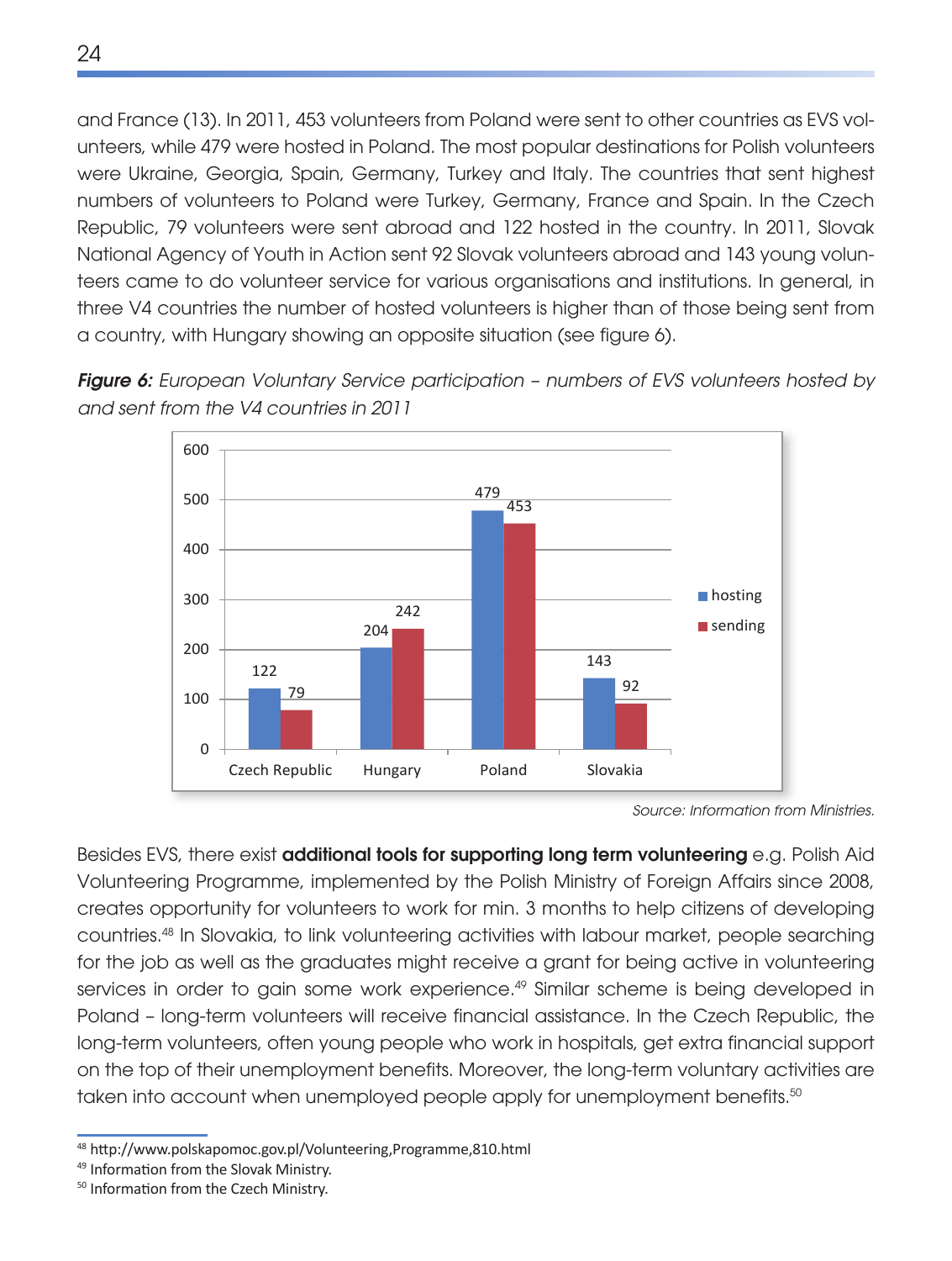and France (13). In 2011, 453 volunteers from Poland were sent to other countries as EVS volunteers, while 479 were hosted in Poland. The most popular destinations for Polish volunteers were Ukraine, Georgia, Spain, Germany, Turkey and Italy. The countries that sent highest numbers of volunteers to Poland were Turkey, Germany, France and Spain. In the Czech Republic, 79 volunteers were sent abroad and 122 hosted in the country. In 2011, Slovak National Agency of Youth in Action sent 92 Slovak volunteers abroad and 143 young volunteers came to do volunteer service for various organisations and institutions. In general, in three V4 countries the number of hosted volunteers is higher than of those being sent from a country, with Hungary showing an opposite situation (see figure 6).

***Figure 6:*** *European Voluntary Service participation – numbers of EVS volunteers hosted by and sent from the V4 countries in 2011*

| | hosting | sending |
|---|---|---|
| Czech Republic | 122 | 79 |
| Hungary | 204 | 242 |
| Poland | 479 | 453 |
| Slovakia | 143 | 92 |

*Source: Information from Ministries.*

Besides EVS, there exist **additional tools for supporting long term volunteering** e.g. Polish Aid Volunteering Programme, implemented by the Polish Ministry of Foreign Affairs since 2008, creates opportunity for volunteers to work for min. 3 months to help citizens of developing countries.[48] In Slovakia, to link volunteering activities with labour market, people searching for the job as well as the graduates might receive a grant for being active in volunteering services in order to gain some work experience.[49] Similar scheme is being developed in Poland – long-term volunteers will receive financial assistance. In the Czech Republic, the long-term volunteers, often young people who work in hospitals, get extra financial support on the top of their unemployment benefits. Moreover, the long-term voluntary activities are taken into account when unemployed people apply for unemployment benefits.[50]

[48] http://www.polskapomoc.gov.pl/Volunteering,Programme,810.html

[49] Information from the Slovak Ministry.

[50] Information from the Czech Ministry.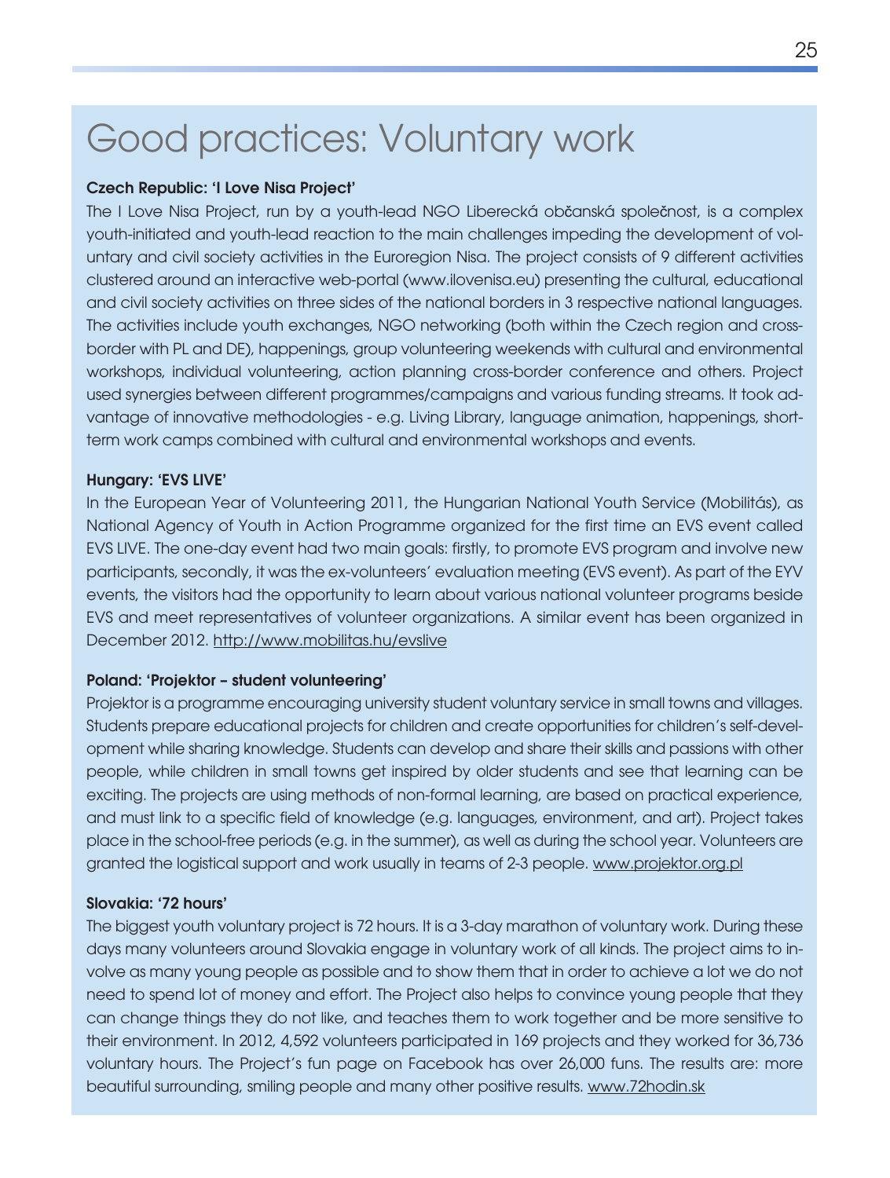# Good practices: Voluntary work

**Czech Republic: 'I Love Nisa Project'**

The I Love Nisa Project, run by a youth-lead NGO Liberecká občanská společnost, is a complex youth-initiated and youth-lead reaction to the main challenges impeding the development of voluntary and civil society activities in the Euroregion Nisa. The project consists of 9 different activities clustered around an interactive web-portal (www.ilovenisa.eu) presenting the cultural, educational and civil society activities on three sides of the national borders in 3 respective national languages. The activities include youth exchanges, NGO networking (both within the Czech region and cross-border with PL and DE), happenings, group volunteering weekends with cultural and environmental workshops, individual volunteering, action planning cross-border conference and others. Project used synergies between different programmes/campaigns and various funding streams. It took advantage of innovative methodologies - e.g. Living Library, language animation, happenings, short-term work camps combined with cultural and environmental workshops and events.

**Hungary: 'EVS LIVE'**

In the European Year of Volunteering 2011, the Hungarian National Youth Service (Mobilitás), as National Agency of Youth in Action Programme organized for the first time an EVS event called EVS LIVE. The one-day event had two main goals: firstly, to promote EVS program and involve new participants, secondly, it was the ex-volunteers' evaluation meeting (EVS event). As part of the EYV events, the visitors had the opportunity to learn about various national volunteer programs beside EVS and meet representatives of volunteer organizations. A similar event has been organized in December 2012. http://www.mobilitas.hu/evslive

**Poland: 'Projektor – student volunteering'**

Projektor is a programme encouraging university student voluntary service in small towns and villages. Students prepare educational projects for children and create opportunities for children's self-development while sharing knowledge. Students can develop and share their skills and passions with other people, while children in small towns get inspired by older students and see that learning can be exciting. The projects are using methods of non-formal learning, are based on practical experience, and must link to a specific field of knowledge (e.g. languages, environment, and art). Project takes place in the school-free periods (e.g. in the summer), as well as during the school year. Volunteers are granted the logistical support and work usually in teams of 2-3 people. www.projektor.org.pl

**Slovakia: '72 hours'**

The biggest youth voluntary project is 72 hours. It is a 3-day marathon of voluntary work. During these days many volunteers around Slovakia engage in voluntary work of all kinds. The project aims to involve as many young people as possible and to show them that in order to achieve a lot we do not need to spend lot of money and effort. The Project also helps to convince young people that they can change things they do not like, and teaches them to work together and be more sensitive to their environment. In 2012, 4,592 volunteers participated in 169 projects and they worked for 36,736 voluntary hours. The Project's fun page on Facebook has over 26,000 funs. The results are: more beautiful surrounding, smiling people and many other positive results. www.72hodin.sk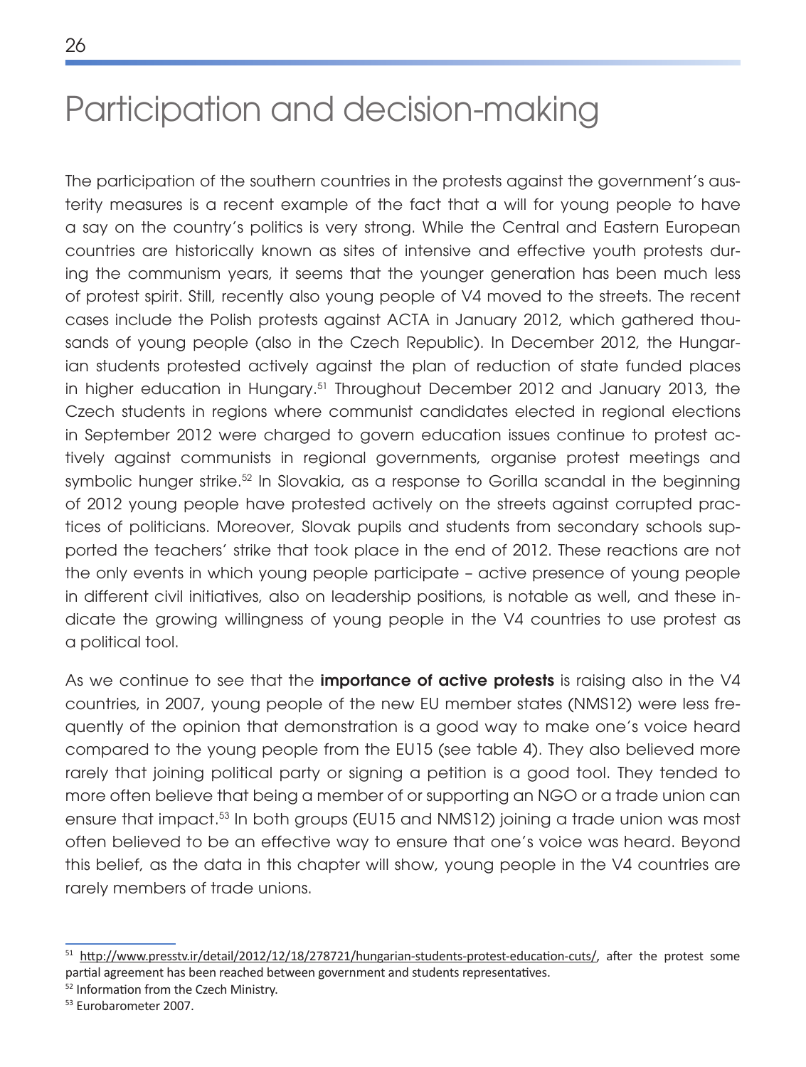# Participation and decision-making

The participation of the southern countries in the protests against the government's austerity measures is a recent example of the fact that a will for young people to have a say on the country's politics is very strong. While the Central and Eastern European countries are historically known as sites of intensive and effective youth protests during the communism years, it seems that the younger generation has been much less of protest spirit. Still, recently also young people of V4 moved to the streets. The recent cases include the Polish protests against ACTA in January 2012, which gathered thousands of young people (also in the Czech Republic). In December 2012, the Hungarian students protested actively against the plan of reduction of state funded places in higher education in Hungary.[51] Throughout December 2012 and January 2013, the Czech students in regions where communist candidates elected in regional elections in September 2012 were charged to govern education issues continue to protest actively against communists in regional governments, organise protest meetings and symbolic hunger strike.[52] In Slovakia, as a response to Gorilla scandal in the beginning of 2012 young people have protested actively on the streets against corrupted practices of politicians. Moreover, Slovak pupils and students from secondary schools supported the teachers' strike that took place in the end of 2012. These reactions are not the only events in which young people participate – active presence of young people in different civil initiatives, also on leadership positions, is notable as well, and these indicate the growing willingness of young people in the V4 countries to use protest as a political tool.

As we continue to see that the **importance of active protests** is raising also in the V4 countries, in 2007, young people of the new EU member states (NMS12) were less frequently of the opinion that demonstration is a good way to make one's voice heard compared to the young people from the EU15 (see table 4). They also believed more rarely that joining political party or signing a petition is a good tool. They tended to more often believe that being a member of or supporting an NGO or a trade union can ensure that impact.[53] In both groups (EU15 and NMS12) joining a trade union was most often believed to be an effective way to ensure that one's voice was heard. Beyond this belief, as the data in this chapter will show, young people in the V4 countries are rarely members of trade unions.

---

[51] http://www.presstv.ir/detail/2012/12/18/278721/hungarian-students-protest-education-cuts/, after the protest some partial agreement has been reached between government and students representatives.

[52] Information from the Czech Ministry.

[53] Eurobarometer 2007.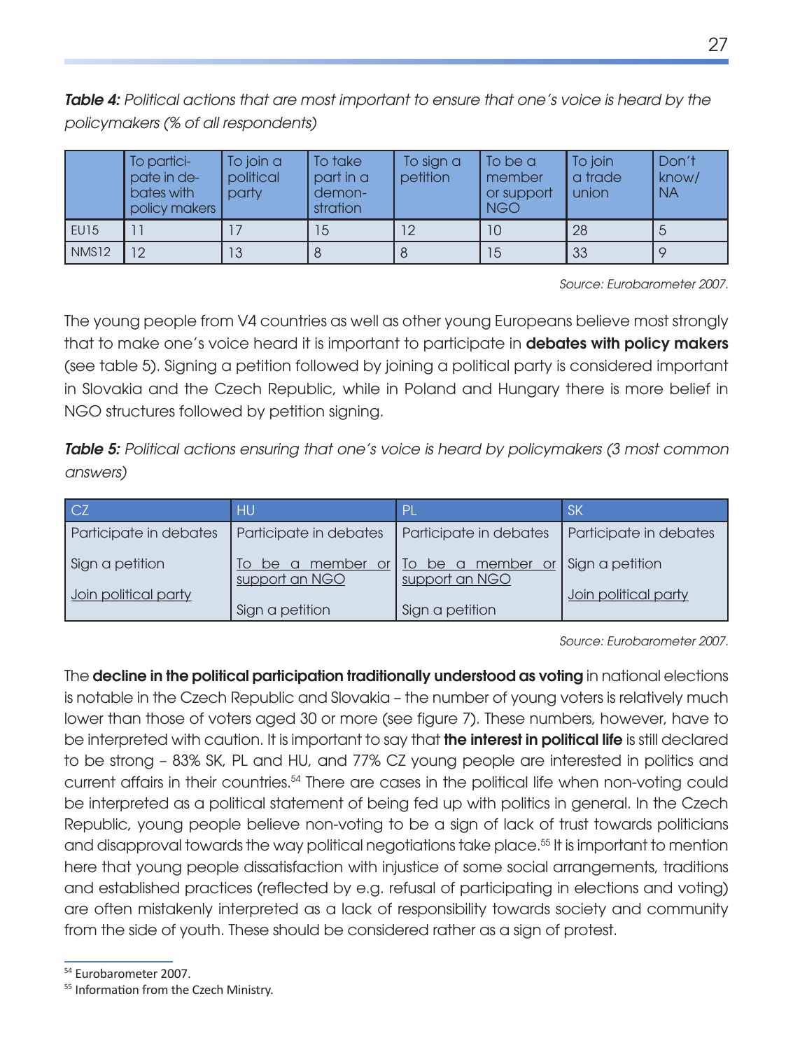***Table 4:*** *Political actions that are most important to ensure that one's voice is heard by the policymakers (% of all respondents)*

| | To participate in debates with policy makers | To join a political party | To take part in a demonstration | To sign a petition | To be a member or support NGO | To join a trade union | Don't know/ NA |
|---|---|---|---|---|---|---|---|
| EU15 | 11 | 17 | 15 | 12 | 10 | 28 | 5 |
| NMS12 | 12 | 13 | 8 | 8 | 15 | 33 | 9 |

*Source: Eurobarometer 2007.*

The young people from V4 countries as well as other young Europeans believe most strongly that to make one's voice heard it is important to participate in **debates with policy makers** (see table 5). Signing a petition followed by joining a political party is considered important in Slovakia and the Czech Republic, while in Poland and Hungary there is more belief in NGO structures followed by petition signing.

***Table 5:*** *Political actions ensuring that one's voice is heard by policymakers (3 most common answers)*

| CZ | HU | PL | SK |
|---|---|---|---|
| Participate in debates | Participate in debates | Participate in debates | Participate in debates |
| Sign a petition | To be a member or support an NGO | To be a member or support an NGO | Sign a petition |
| Join political party | Sign a petition | Sign a petition | Join political party |

*Source: Eurobarometer 2007.*

The **decline in the political participation traditionally understood as voting** in national elections is notable in the Czech Republic and Slovakia – the number of young voters is relatively much lower than those of voters aged 30 or more (see figure 7). These numbers, however, have to be interpreted with caution. It is important to say that **the interest in political life** is still declared to be strong – 83% SK, PL and HU, and 77% CZ young people are interested in politics and current affairs in their countries.[54] There are cases in the political life when non-voting could be interpreted as a political statement of being fed up with politics in general. In the Czech Republic, young people believe non-voting to be a sign of lack of trust towards politicians and disapproval towards the way political negotiations take place.[55] It is important to mention here that young people dissatisfaction with injustice of some social arrangements, traditions and established practices (reflected by e.g. refusal of participating in elections and voting) are often mistakenly interpreted as a lack of responsibility towards society and community from the side of youth. These should be considered rather as a sign of protest.

[54] Eurobarometer 2007.

[55] Information from the Czech Ministry.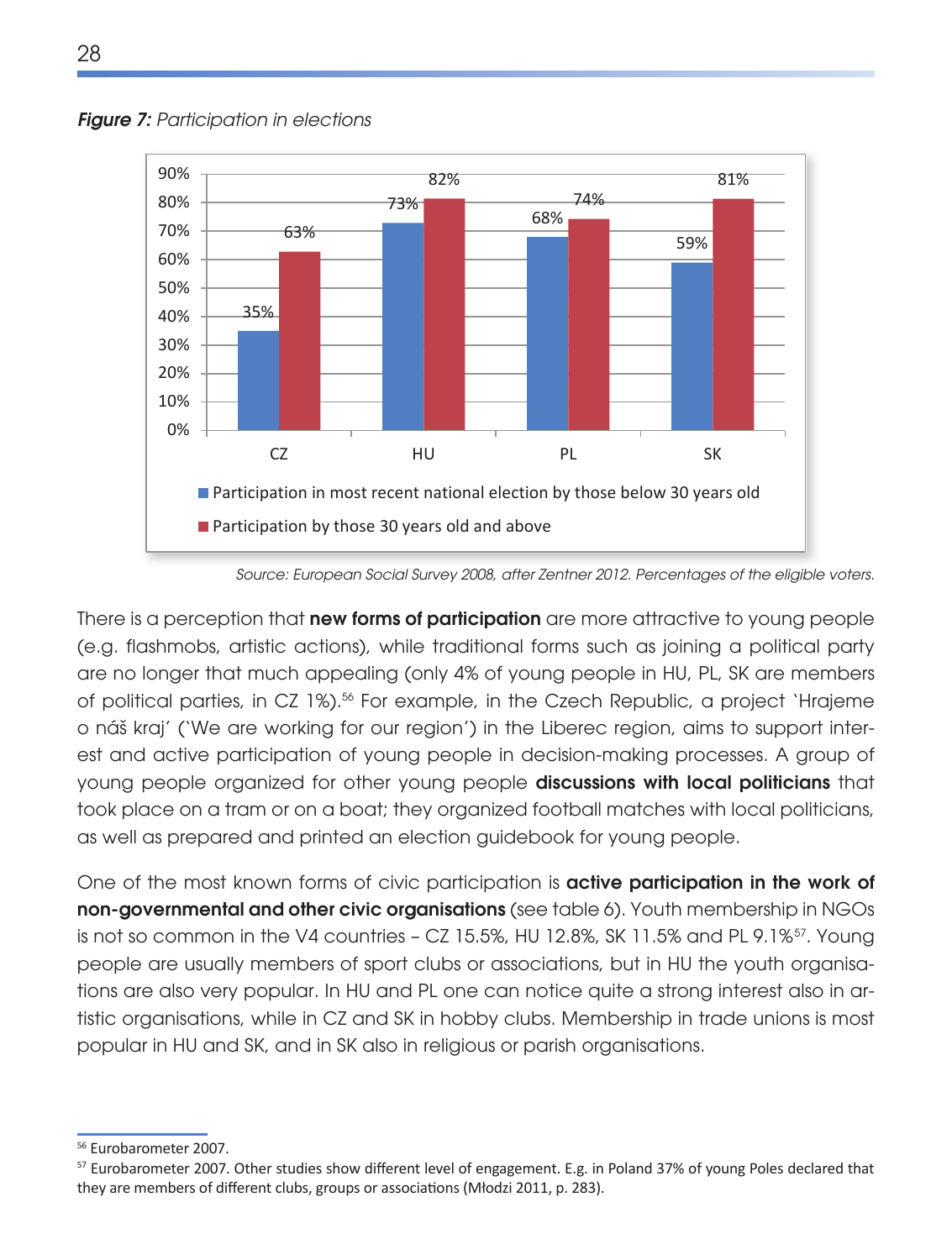***Figure 7:*** *Participation in elections*

| | CZ | HU | PL | SK |
|---|---|---|---|---|
| Participation in most recent national election by those below 30 years old | 35% | 73% | 68% | 59% |
| Participation by those 30 years old and above | 63% | 82% | 74% | 81% |

*Source: European Social Survey 2008, after Zentner 2012. Percentages of the eligible voters.*

There is a perception that **new forms of participation** are more attractive to young people (e.g. flashmobs, artistic actions), while traditional forms such as joining a political party are no longer that much appealing (only 4% of young people in HU, PL, SK are members of political parties, in CZ 1%).[56] For example, in the Czech Republic, a project 'Hrajeme o náš kraj' ('We are working for our region') in the Liberec region, aims to support interest and active participation of young people in decision-making processes. A group of young people organized for other young people **discussions with local politicians** that took place on a tram or on a boat; they organized football matches with local politicians, as well as prepared and printed an election guidebook for young people.

One of the most known forms of civic participation is **active participation in the work of non-governmental and other civic organisations** (see table 6). Youth membership in NGOs is not so common in the V4 countries – CZ 15.5%, HU 12.8%, SK 11.5% and PL 9.1%[57]. Young people are usually members of sport clubs or associations, but in HU the youth organisations are also very popular. In HU and PL one can notice quite a strong interest also in artistic organisations, while in CZ and SK in hobby clubs. Membership in trade unions is most popular in HU and SK, and in SK also in religious or parish organisations.

---

[56] Eurobarometer 2007.

[57] Eurobarometer 2007. Other studies show different level of engagement. E.g. in Poland 37% of young Poles declared that they are members of different clubs, groups or associations (Młodzi 2011, p. 283).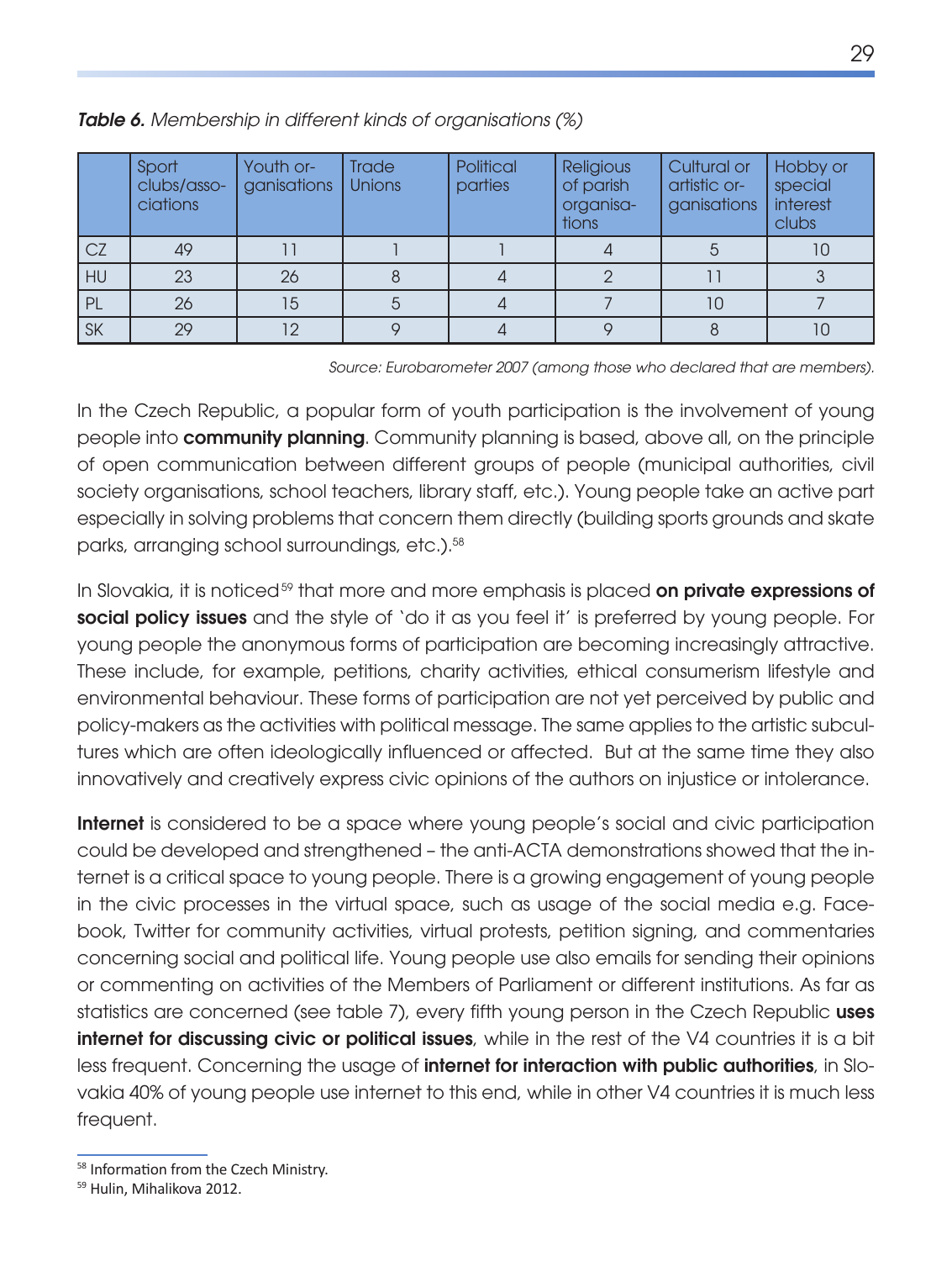***Table 6.*** *Membership in different kinds of organisations (%)*

| | Sport clubs/associations | Youth organisations | Trade Unions | Political parties | Religious of parish organisations | Cultural or artistic organisations | Hobby or special interest clubs |
|---|---|---|---|---|---|---|---|
| CZ | 49 | 11 | 1 | 1 | 4 | 5 | 10 |
| HU | 23 | 26 | 8 | 4 | 2 | 11 | 3 |
| PL | 26 | 15 | 5 | 4 | 7 | 10 | 7 |
| SK | 29 | 12 | 9 | 4 | 9 | 8 | 10 |

*Source: Eurobarometer 2007 (among those who declared that are members).*

In the Czech Republic, a popular form of youth participation is the involvement of young people into **community planning**. Community planning is based, above all, on the principle of open communication between different groups of people (municipal authorities, civil society organisations, school teachers, library staff, etc.). Young people take an active part especially in solving problems that concern them directly (building sports grounds and skate parks, arranging school surroundings, etc.).[58]

In Slovakia, it is noticed[59] that more and more emphasis is placed **on private expressions of social policy issues** and the style of 'do it as you feel it' is preferred by young people. For young people the anonymous forms of participation are becoming increasingly attractive. These include, for example, petitions, charity activities, ethical consumerism lifestyle and environmental behaviour. These forms of participation are not yet perceived by public and policy-makers as the activities with political message. The same applies to the artistic subcultures which are often ideologically influenced or affected. But at the same time they also innovatively and creatively express civic opinions of the authors on injustice or intolerance.

**Internet** is considered to be a space where young people's social and civic participation could be developed and strengthened – the anti-ACTA demonstrations showed that the internet is a critical space to young people. There is a growing engagement of young people in the civic processes in the virtual space, such as usage of the social media e.g. Facebook, Twitter for community activities, virtual protests, petition signing, and commentaries concerning social and political life. Young people use also emails for sending their opinions or commenting on activities of the Members of Parliament or different institutions. As far as statistics are concerned (see table 7), every fifth young person in the Czech Republic **uses internet for discussing civic or political issues**, while in the rest of the V4 countries it is a bit less frequent. Concerning the usage of **internet for interaction with public authorities**, in Slovakia 40% of young people use internet to this end, while in other V4 countries it is much less frequent.

[58] Information from the Czech Ministry.

[59] Hulin, Mihalikova 2012.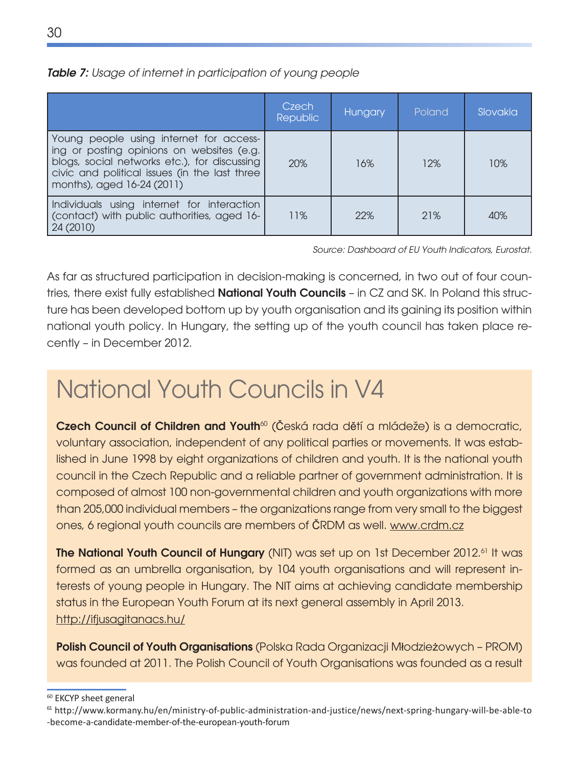***Table 7:*** *Usage of internet in participation of young people*

| | Czech Republic | Hungary | Poland | Slovakia |
|---|---|---|---|---|
| Young people using internet for accessing or posting opinions on websites (e.g. blogs, social networks etc.), for discussing civic and political issues (in the last three months), aged 16-24 (2011) | 20% | 16% | 12% | 10% |
| Individuals using internet for interaction (contact) with public authorities, aged 16-24 (2010) | 11% | 22% | 21% | 40% |

*Source: Dashboard of EU Youth Indicators, Eurostat.*

As far as structured participation in decision-making is concerned, in two out of four countries, there exist fully established **National Youth Councils** – in CZ and SK. In Poland this structure has been developed bottom up by youth organisation and its gaining its position within national youth policy. In Hungary, the setting up of the youth council has taken place recently – in December 2012.

# National Youth Councils in V4

**Czech Council of Children and Youth**[60] (Česká rada dětí a mládeže) is a democratic, voluntary association, independent of any political parties or movements. It was established in June 1998 by eight organizations of children and youth. It is the national youth council in the Czech Republic and a reliable partner of government administration. It is composed of almost 100 non-governmental children and youth organizations with more than 205,000 individual members – the organizations range from very small to the biggest ones, 6 regional youth councils are members of ČRDM as well. www.crdm.cz

**The National Youth Council of Hungary** (NIT) was set up on 1st December 2012.[61] It was formed as an umbrella organisation, by 104 youth organisations and will represent interests of young people in Hungary. The NIT aims at achieving candidate membership status in the European Youth Forum at its next general assembly in April 2013. http://ifjusagitanacs.hu/

**Polish Council of Youth Organisations** (Polska Rada Organizacji Młodzieżowych – PROM) was founded at 2011. The Polish Council of Youth Organisations was founded as a result

---

[60] EKCYP sheet general

[61] http://www.kormany.hu/en/ministry-of-public-administration-and-justice/news/next-spring-hungary-will-be-able-to-become-a-candidate-member-of-the-european-youth-forum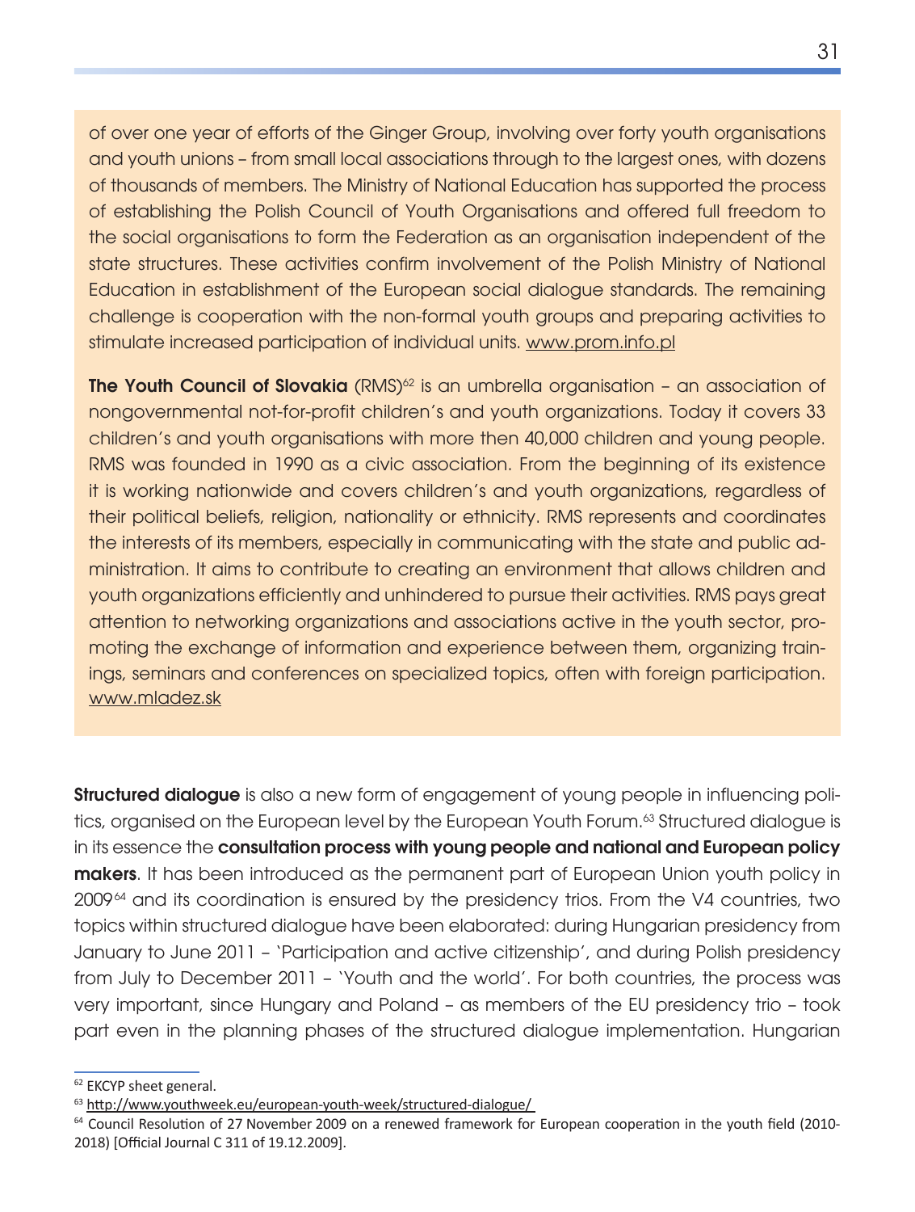of over one year of efforts of the Ginger Group, involving over forty youth organisations and youth unions – from small local associations through to the largest ones, with dozens of thousands of members. The Ministry of National Education has supported the process of establishing the Polish Council of Youth Organisations and offered full freedom to the social organisations to form the Federation as an organisation independent of the state structures. These activities confirm involvement of the Polish Ministry of National Education in establishment of the European social dialogue standards. The remaining challenge is cooperation with the non-formal youth groups and preparing activities to stimulate increased participation of individual units. www.prom.info.pl

**The Youth Council of Slovakia** (RMS)[62] is an umbrella organisation – an association of nongovernmental not-for-profit children's and youth organizations. Today it covers 33 children's and youth organisations with more then 40,000 children and young people. RMS was founded in 1990 as a civic association. From the beginning of its existence it is working nationwide and covers children's and youth organizations, regardless of their political beliefs, religion, nationality or ethnicity. RMS represents and coordinates the interests of its members, especially in communicating with the state and public administration. It aims to contribute to creating an environment that allows children and youth organizations efficiently and unhindered to pursue their activities. RMS pays great attention to networking organizations and associations active in the youth sector, promoting the exchange of information and experience between them, organizing trainings, seminars and conferences on specialized topics, often with foreign participation. www.mladez.sk

**Structured dialogue** is also a new form of engagement of young people in influencing politics, organised on the European level by the European Youth Forum.[63] Structured dialogue is in its essence the **consultation process with young people and national and European policy makers**. It has been introduced as the permanent part of European Union youth policy in 2009[64] and its coordination is ensured by the presidency trios. From the V4 countries, two topics within structured dialogue have been elaborated: during Hungarian presidency from January to June 2011 – 'Participation and active citizenship', and during Polish presidency from July to December 2011 – 'Youth and the world'. For both countries, the process was very important, since Hungary and Poland – as members of the EU presidency trio – took part even in the planning phases of the structured dialogue implementation. Hungarian

---

[62] EKCYP sheet general.

[63] http://www.youthweek.eu/european-youth-week/structured-dialogue/

[64] Council Resolution of 27 November 2009 on a renewed framework for European cooperation in the youth field (2010-2018) [Official Journal C 311 of 19.12.2009].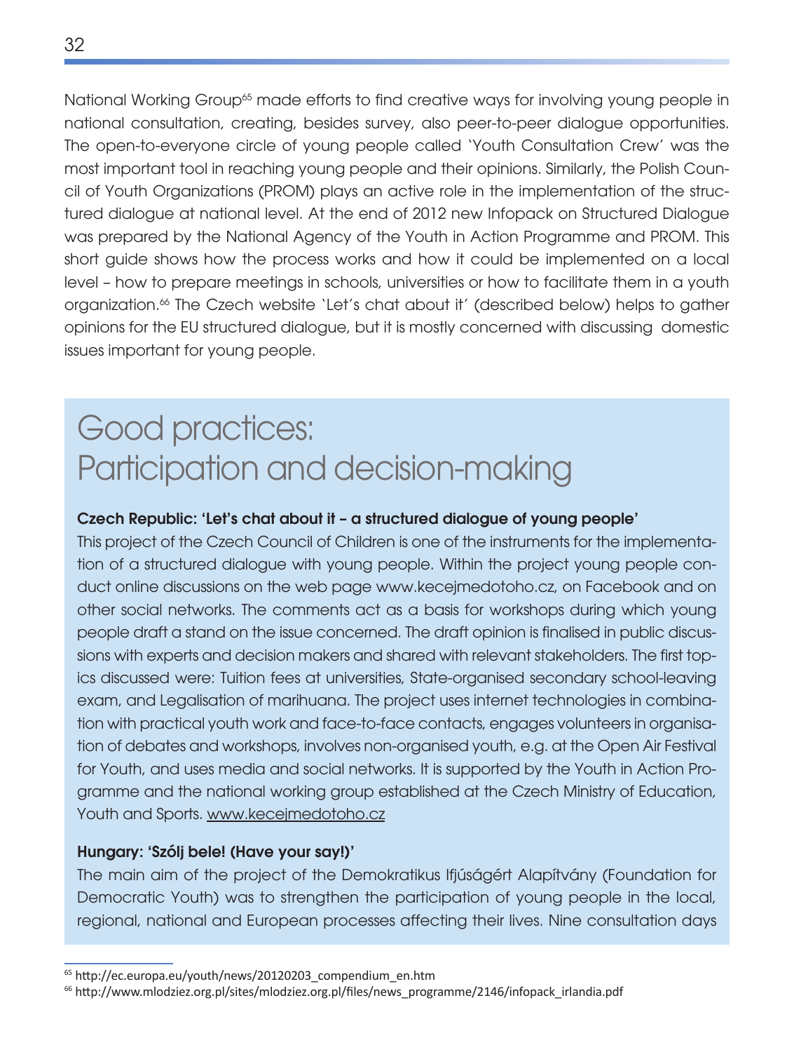National Working Group[65] made efforts to find creative ways for involving young people in national consultation, creating, besides survey, also peer-to-peer dialogue opportunities. The open-to-everyone circle of young people called 'Youth Consultation Crew' was the most important tool in reaching young people and their opinions. Similarly, the Polish Council of Youth Organizations (PROM) plays an active role in the implementation of the structured dialogue at national level. At the end of 2012 new Infopack on Structured Dialogue was prepared by the National Agency of the Youth in Action Programme and PROM. This short guide shows how the process works and how it could be implemented on a local level – how to prepare meetings in schools, universities or how to facilitate them in a youth organization.[66] The Czech website 'Let's chat about it' (described below) helps to gather opinions for the EU structured dialogue, but it is mostly concerned with discussing domestic issues important for young people.

# Good practices: Participation and decision-making

**Czech Republic: 'Let's chat about it – a structured dialogue of young people'**

This project of the Czech Council of Children is one of the instruments for the implementation of a structured dialogue with young people. Within the project young people conduct online discussions on the web page www.kecejmedotoho.cz, on Facebook and on other social networks. The comments act as a basis for workshops during which young people draft a stand on the issue concerned. The draft opinion is finalised in public discussions with experts and decision makers and shared with relevant stakeholders. The first topics discussed were: Tuition fees at universities, State-organised secondary school-leaving exam, and Legalisation of marihuana. The project uses internet technologies in combination with practical youth work and face-to-face contacts, engages volunteers in organisation of debates and workshops, involves non-organised youth, e.g. at the Open Air Festival for Youth, and uses media and social networks. It is supported by the Youth in Action Programme and the national working group established at the Czech Ministry of Education, Youth and Sports. www.kecejmedotoho.cz

**Hungary: 'Szólj bele! (Have your say!)'**

The main aim of the project of the Demokratikus Ifjúságért Alapítvány (Foundation for Democratic Youth) was to strengthen the participation of young people in the local, regional, national and European processes affecting their lives. Nine consultation days

---

[65] http://ec.europa.eu/youth/news/20120203_compendium_en.htm

[66] http://www.mlodziez.org.pl/sites/mlodziez.org.pl/files/news_programme/2146/infopack_irlandia.pdf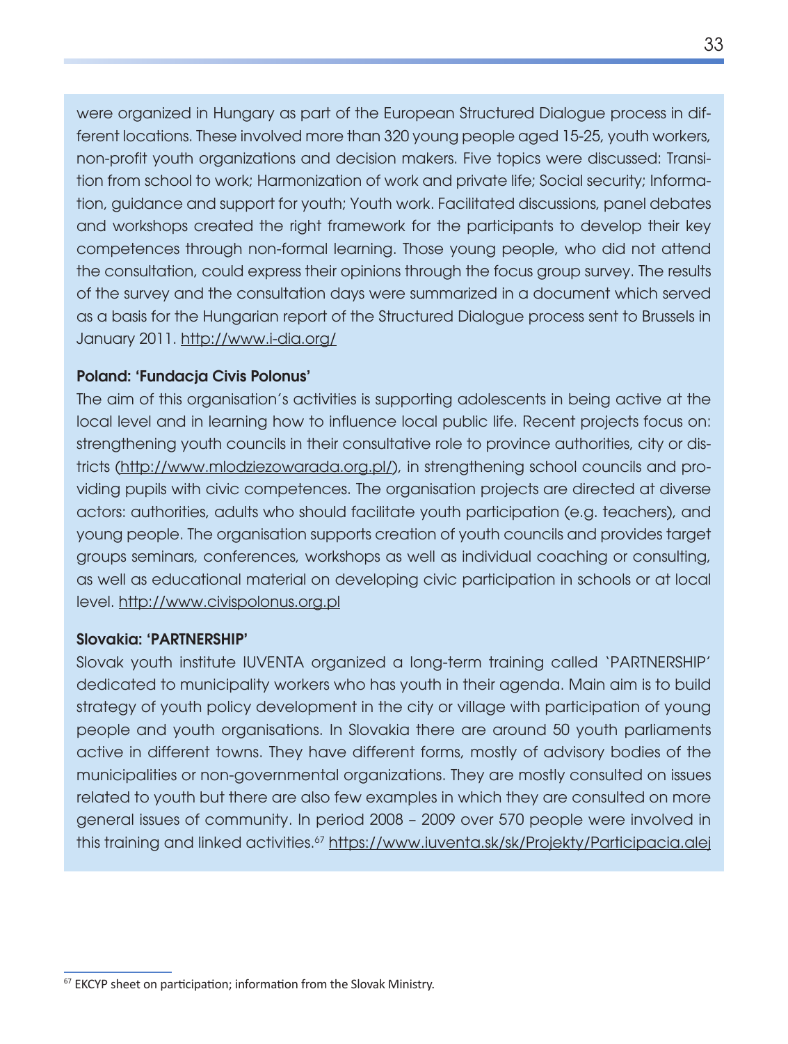were organized in Hungary as part of the European Structured Dialogue process in different locations. These involved more than 320 young people aged 15-25, youth workers, non-profit youth organizations and decision makers. Five topics were discussed: Transition from school to work; Harmonization of work and private life; Social security; Information, guidance and support for youth; Youth work. Facilitated discussions, panel debates and workshops created the right framework for the participants to develop their key competences through non-formal learning. Those young people, who did not attend the consultation, could express their opinions through the focus group survey. The results of the survey and the consultation days were summarized in a document which served as a basis for the Hungarian report of the Structured Dialogue process sent to Brussels in January 2011. http://www.i-dia.org/

**Poland: 'Fundacja Civis Polonus'**

The aim of this organisation's activities is supporting adolescents in being active at the local level and in learning how to influence local public life. Recent projects focus on: strengthening youth councils in their consultative role to province authorities, city or districts (http://www.mlodziezowarada.org.pl/), in strengthening school councils and providing pupils with civic competences. The organisation projects are directed at diverse actors: authorities, adults who should facilitate youth participation (e.g. teachers), and young people. The organisation supports creation of youth councils and provides target groups seminars, conferences, workshops as well as individual coaching or consulting, as well as educational material on developing civic participation in schools or at local level. http://www.civispolonus.org.pl

**Slovakia: 'PARTNERSHIP'**

Slovak youth institute IUVENTA organized a long-term training called 'PARTNERSHIP' dedicated to municipality workers who has youth in their agenda. Main aim is to build strategy of youth policy development in the city or village with participation of young people and youth organisations. In Slovakia there are around 50 youth parliaments active in different towns. They have different forms, mostly of advisory bodies of the municipalities or non-governmental organizations. They are mostly consulted on issues related to youth but there are also few examples in which they are consulted on more general issues of community. In period 2008 – 2009 over 570 people were involved in this training and linked activities.[67] https://www.iuventa.sk/sk/Projekty/Participacia.alej

---

[67] EKCYP sheet on participation; information from the Slovak Ministry.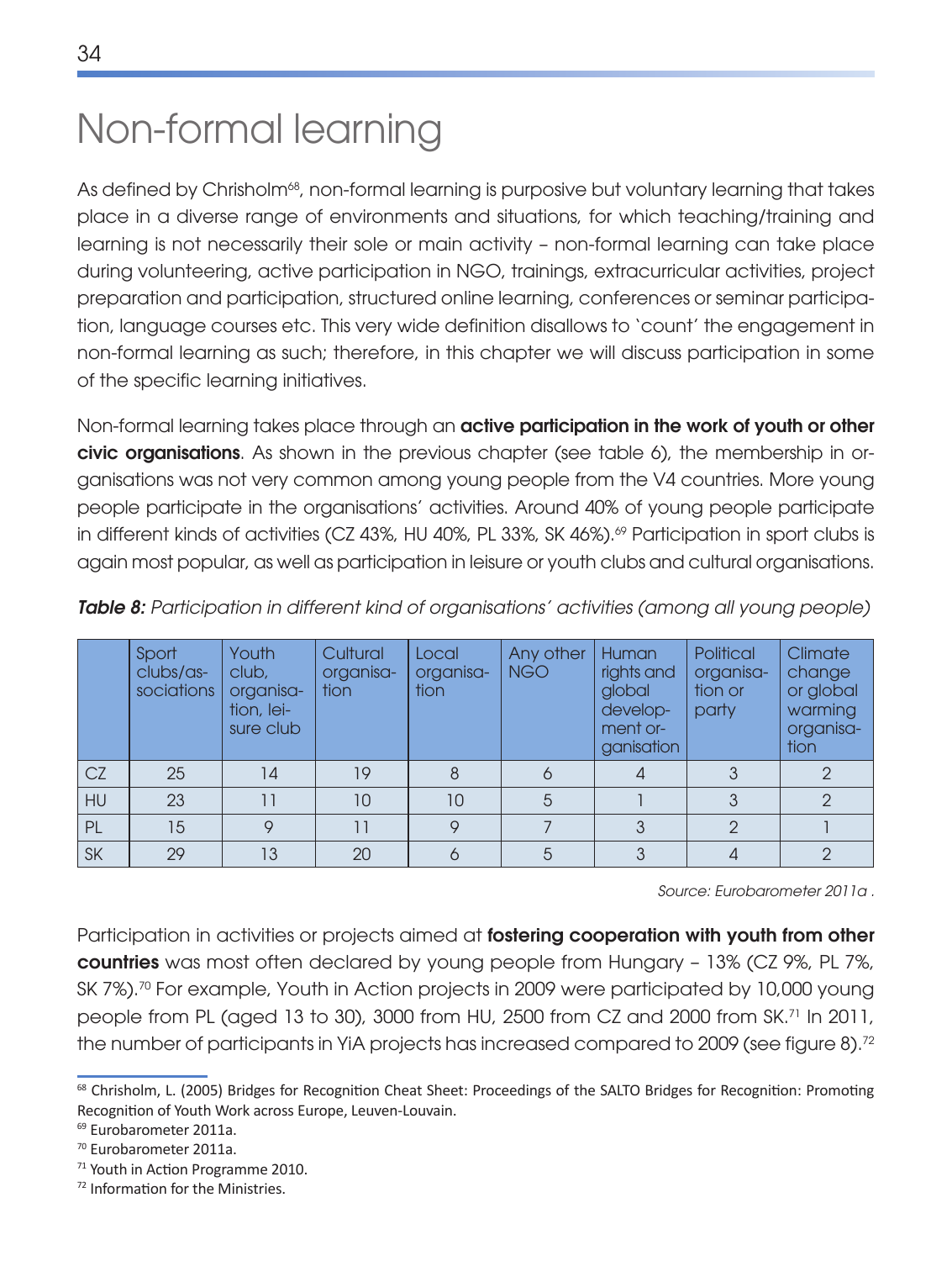# Non-formal learning

As defined by Chrisholm[68], non-formal learning is purposive but voluntary learning that takes place in a diverse range of environments and situations, for which teaching/training and learning is not necessarily their sole or main activity – non-formal learning can take place during volunteering, active participation in NGO, trainings, extracurricular activities, project preparation and participation, structured online learning, conferences or seminar participation, language courses etc. This very wide definition disallows to 'count' the engagement in non-formal learning as such; therefore, in this chapter we will discuss participation in some of the specific learning initiatives.

Non-formal learning takes place through an **active participation in the work of youth or other civic organisations**. As shown in the previous chapter (see table 6), the membership in organisations was not very common among young people from the V4 countries. More young people participate in the organisations' activities. Around 40% of young people participate in different kinds of activities (CZ 43%, HU 40%, PL 33%, SK 46%).[69] Participation in sport clubs is again most popular, as well as participation in leisure or youth clubs and cultural organisations.

***Table 8:*** *Participation in different kind of organisations' activities (among all young people)*

| | Sport clubs/associations | Youth club, organisation, leisure club | Cultural organisation | Local organisation | Any other NGO | Human rights and global development organisation | Political organisation or party | Climate change or global warming organisation |
|---|---|---|---|---|---|---|---|---|
| CZ | 25 | 14 | 19 | 8 | 6 | 4 | 3 | 2 |
| HU | 23 | 11 | 10 | 10 | 5 | 1 | 3 | 2 |
| PL | 15 | 9 | 11 | 9 | 7 | 3 | 2 | 1 |
| SK | 29 | 13 | 20 | 6 | 5 | 3 | 4 | 2 |

*Source: Eurobarometer 2011a .*

Participation in activities or projects aimed at **fostering cooperation with youth from other countries** was most often declared by young people from Hungary – 13% (CZ 9%, PL 7%, SK 7%).[70] For example, Youth in Action projects in 2009 were participated by 10,000 young people from PL (aged 13 to 30), 3000 from HU, 2500 from CZ and 2000 from SK.[71] In 2011, the number of participants in YiA projects has increased compared to 2009 (see figure 8).[72]

---

[68] Chrisholm, L. (2005) Bridges for Recognition Cheat Sheet: Proceedings of the SALTO Bridges for Recognition: Promoting Recognition of Youth Work across Europe, Leuven-Louvain.

[69] Eurobarometer 2011a.

[70] Eurobarometer 2011a.

[71] Youth in Action Programme 2010.

[72] Information for the Ministries.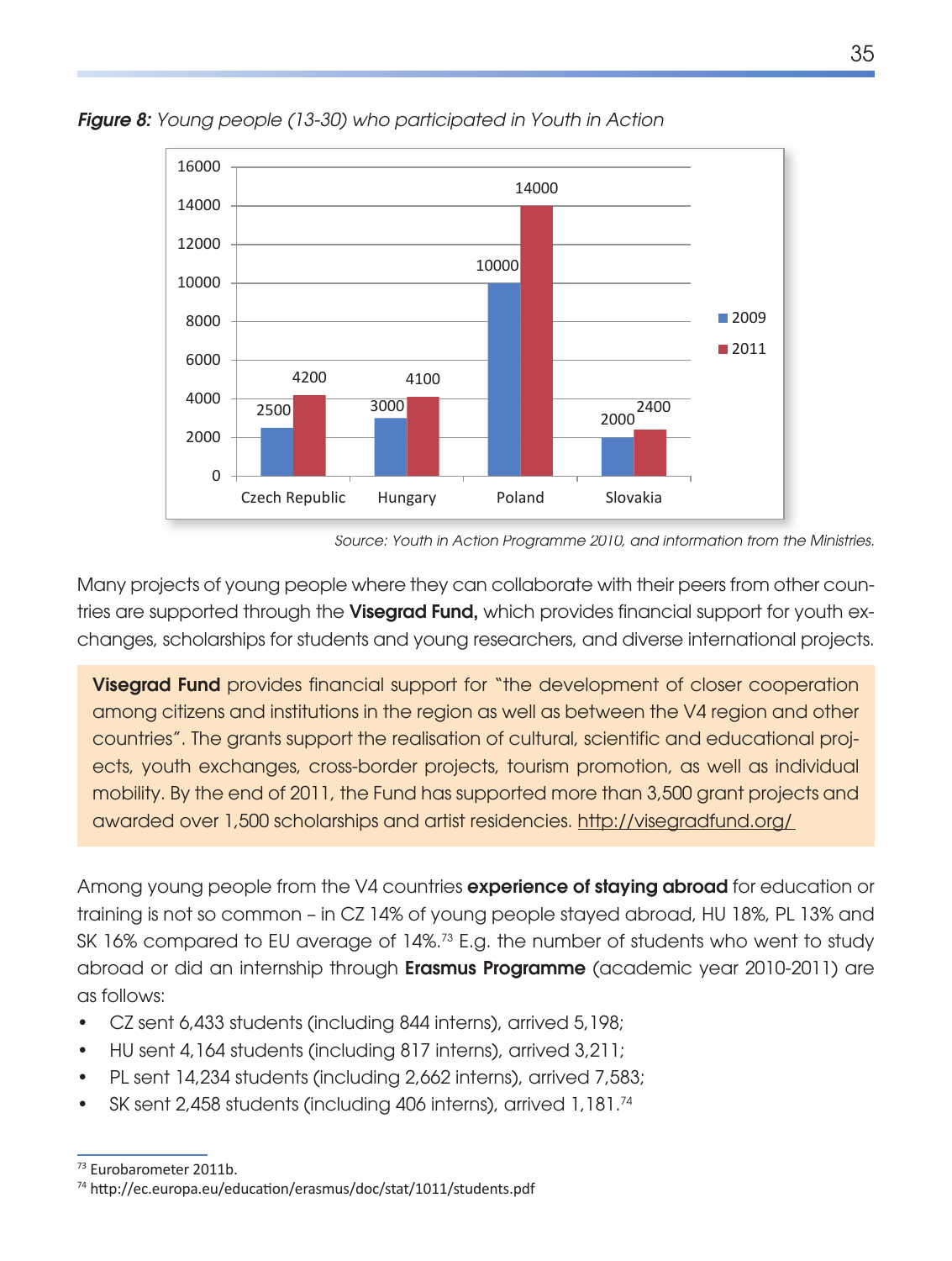***Figure 8:*** *Young people (13-30) who participated in Youth in Action*

| | 2009 | 2011 |
|---|---|---|
| Czech Republic | 2500 | 4200 |
| Hungary | 3000 | 4100 |
| Poland | 10000 | 14000 |
| Slovakia | 2000 | 2400 |

*Source: Youth in Action Programme 2010, and information from the Ministries.*

Many projects of young people where they can collaborate with their peers from other countries are supported through the **Visegrad Fund,** which provides financial support for youth exchanges, scholarships for students and young researchers, and diverse international projects.

> **Visegrad Fund** provides financial support for "the development of closer cooperation among citizens and institutions in the region as well as between the V4 region and other countries". The grants support the realisation of cultural, scientific and educational projects, youth exchanges, cross-border projects, tourism promotion, as well as individual mobility. By the end of 2011, the Fund has supported more than 3,500 grant projects and awarded over 1,500 scholarships and artist residencies. http://visegradfund.org/

Among young people from the V4 countries **experience of staying abroad** for education or training is not so common – in CZ 14% of young people stayed abroad, HU 18%, PL 13% and SK 16% compared to EU average of 14%.[73] E.g. the number of students who went to study abroad or did an internship through **Erasmus Programme** (academic year 2010-2011) are as follows:

- CZ sent 6,433 students (including 844 interns), arrived 5,198;
- HU sent 4,164 students (including 817 interns), arrived 3,211;
- PL sent 14,234 students (including 2,662 interns), arrived 7,583;
- SK sent 2,458 students (including 406 interns), arrived 1,181.[74]

---

[73] Eurobarometer 2011b.

[74] http://ec.europa.eu/education/erasmus/doc/stat/1011/students.pdf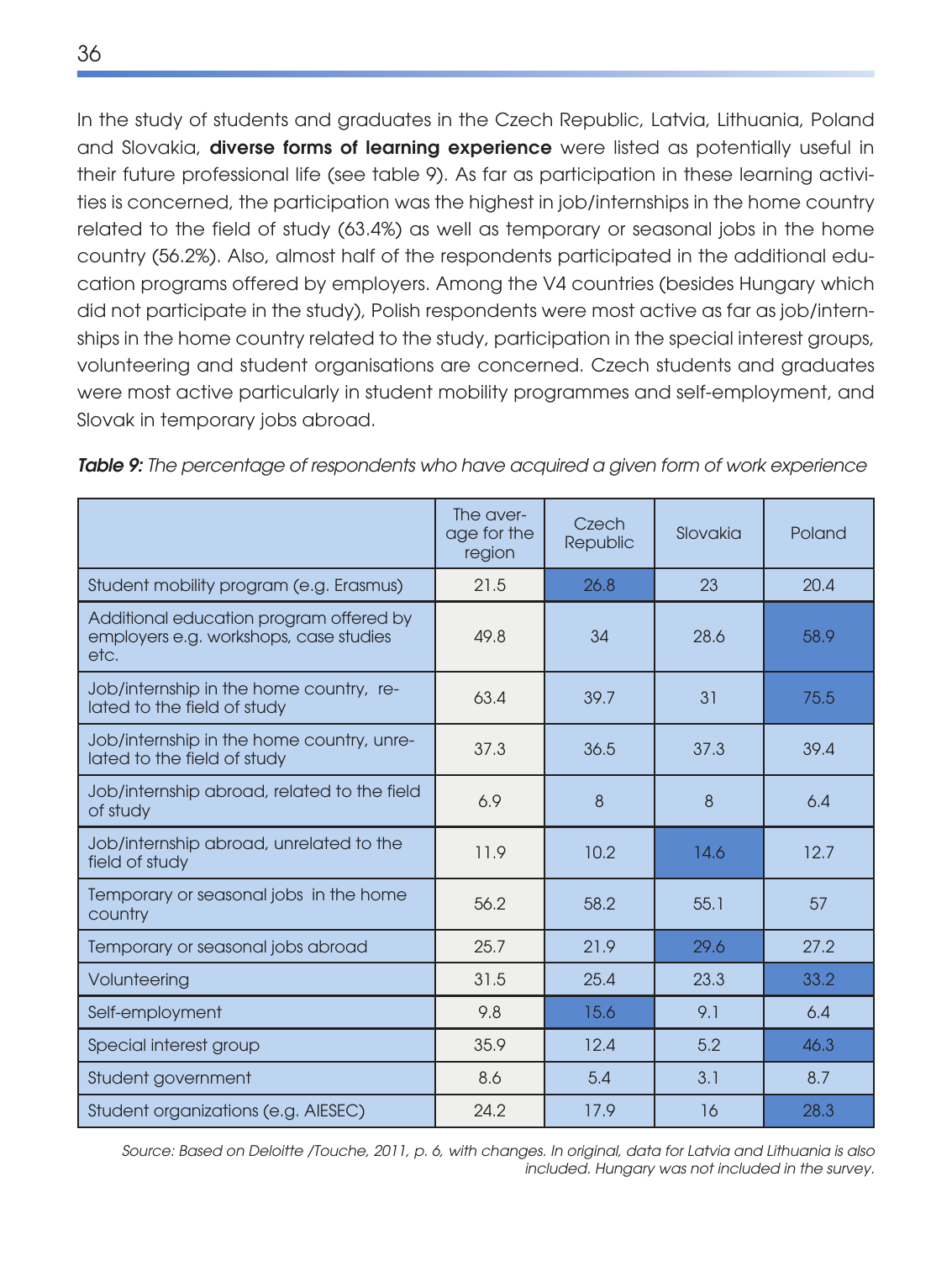In the study of students and graduates in the Czech Republic, Latvia, Lithuania, Poland and Slovakia, **diverse forms of learning experience** were listed as potentially useful in their future professional life (see table 9). As far as participation in these learning activities is concerned, the participation was the highest in job/internships in the home country related to the field of study (63.4%) as well as temporary or seasonal jobs in the home country (56.2%). Also, almost half of the respondents participated in the additional education programs offered by employers. Among the V4 countries (besides Hungary which did not participate in the study), Polish respondents were most active as far as job/internships in the home country related to the study, participation in the special interest groups, volunteering and student organisations are concerned. Czech students and graduates were most active particularly in student mobility programmes and self-employment, and Slovak in temporary jobs abroad.

***Table 9:*** *The percentage of respondents who have acquired a given form of work experience*

| | The average for the region | Czech Republic | Slovakia | Poland |
|---|---|---|---|---|
| Student mobility program (e.g. Erasmus) | 21.5 | 26.8 | 23 | 20.4 |
| Additional education program offered by employers e.g. workshops, case studies etc. | 49.8 | 34 | 28.6 | 58.9 |
| Job/internship in the home country, related to the field of study | 63.4 | 39.7 | 31 | 75.5 |
| Job/internship in the home country, unrelated to the field of study | 37.3 | 36.5 | 37.3 | 39.4 |
| Job/internship abroad, related to the field of study | 6.9 | 8 | 8 | 6.4 |
| Job/internship abroad, unrelated to the field of study | 11.9 | 10.2 | 14.6 | 12.7 |
| Temporary or seasonal jobs in the home country | 56.2 | 58.2 | 55.1 | 57 |
| Temporary or seasonal jobs abroad | 25.7 | 21.9 | 29.6 | 27.2 |
| Volunteering | 31.5 | 25.4 | 23.3 | 33.2 |
| Self-employment | 9.8 | 15.6 | 9.1 | 6.4 |
| Special interest group | 35.9 | 12.4 | 5.2 | 46.3 |
| Student government | 8.6 | 5.4 | 3.1 | 8.7 |
| Student organizations (e.g. AIESEC) | 24.2 | 17.9 | 16 | 28.3 |

*Source: Based on Deloitte /Touche, 2011, p. 6, with changes. In original, data for Latvia and Lithuania is also included. Hungary was not included in the survey.*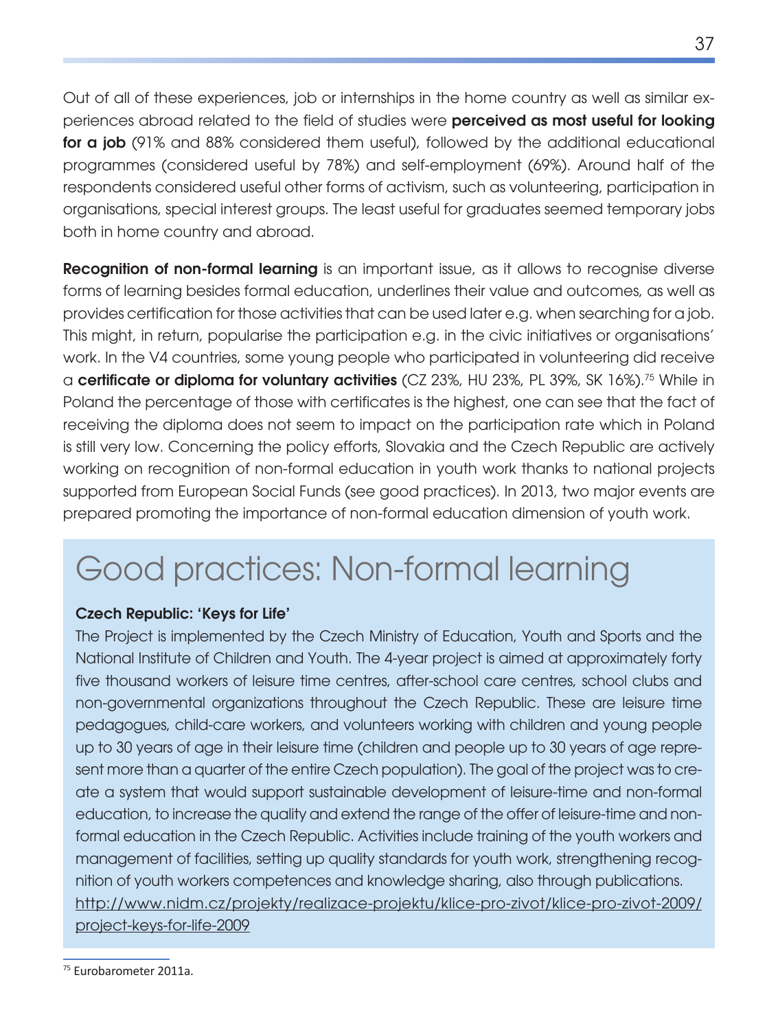Out of all of these experiences, job or internships in the home country as well as similar experiences abroad related to the field of studies were **perceived as most useful for looking for a job** (91% and 88% considered them useful), followed by the additional educational programmes (considered useful by 78%) and self-employment (69%). Around half of the respondents considered useful other forms of activism, such as volunteering, participation in organisations, special interest groups. The least useful for graduates seemed temporary jobs both in home country and abroad.

**Recognition of non-formal learning** is an important issue, as it allows to recognise diverse forms of learning besides formal education, underlines their value and outcomes, as well as provides certification for those activities that can be used later e.g. when searching for a job. This might, in return, popularise the participation e.g. in the civic initiatives or organisations' work. In the V4 countries, some young people who participated in volunteering did receive a **certificate or diploma for voluntary activities** (CZ 23%, HU 23%, PL 39%, SK 16%).[75] While in Poland the percentage of those with certificates is the highest, one can see that the fact of receiving the diploma does not seem to impact on the participation rate which in Poland is still very low. Concerning the policy efforts, Slovakia and the Czech Republic are actively working on recognition of non-formal education in youth work thanks to national projects supported from European Social Funds (see good practices). In 2013, two major events are prepared promoting the importance of non-formal education dimension of youth work.

# Good practices: Non-formal learning

**Czech Republic: 'Keys for Life'**

The Project is implemented by the Czech Ministry of Education, Youth and Sports and the National Institute of Children and Youth. The 4-year project is aimed at approximately forty five thousand workers of leisure time centres, after-school care centres, school clubs and non-governmental organizations throughout the Czech Republic. These are leisure time pedagogues, child-care workers, and volunteers working with children and young people up to 30 years of age in their leisure time (children and people up to 30 years of age represent more than a quarter of the entire Czech population). The goal of the project was to create a system that would support sustainable development of leisure-time and non-formal education, to increase the quality and extend the range of the offer of leisure-time and non-formal education in the Czech Republic. Activities include training of the youth workers and management of facilities, setting up quality standards for youth work, strengthening recognition of youth workers competences and knowledge sharing, also through publications.
http://www.nidm.cz/projekty/realizace-projektu/klice-pro-zivot/klice-pro-zivot-2009/project-keys-for-life-2009

---

[75] Eurobarometer 2011a.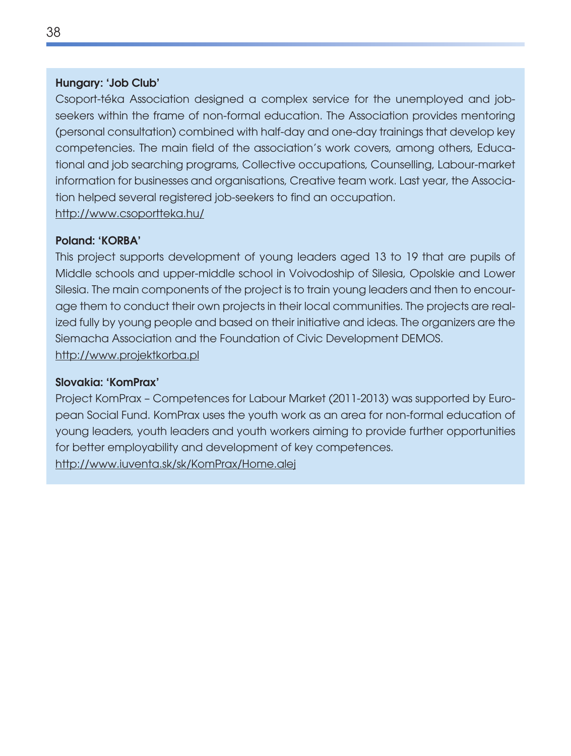**Hungary: 'Job Club'**

Csoport-téka Association designed a complex service for the unemployed and job-seekers within the frame of non-formal education. The Association provides mentoring (personal consultation) combined with half-day and one-day trainings that develop key competencies. The main field of the association's work covers, among others, Educational and job searching programs, Collective occupations, Counselling, Labour-market information for businesses and organisations, Creative team work. Last year, the Association helped several registered job-seekers to find an occupation.
http://www.csoportteka.hu/

**Poland: 'KORBA'**

This project supports development of young leaders aged 13 to 19 that are pupils of Middle schools and upper-middle school in Voivodoship of Silesia, Opolskie and Lower Silesia. The main components of the project is to train young leaders and then to encourage them to conduct their own projects in their local communities. The projects are realized fully by young people and based on their initiative and ideas. The organizers are the Siemacha Association and the Foundation of Civic Development DEMOS.
http://www.projektkorba.pl

**Slovakia: 'KomPrax'**

Project KomPrax – Competences for Labour Market (2011-2013) was supported by European Social Fund. KomPrax uses the youth work as an area for non-formal education of young leaders, youth leaders and youth workers aiming to provide further opportunities for better employability and development of key competences.
http://www.iuventa.sk/sk/KomPrax/Home.alej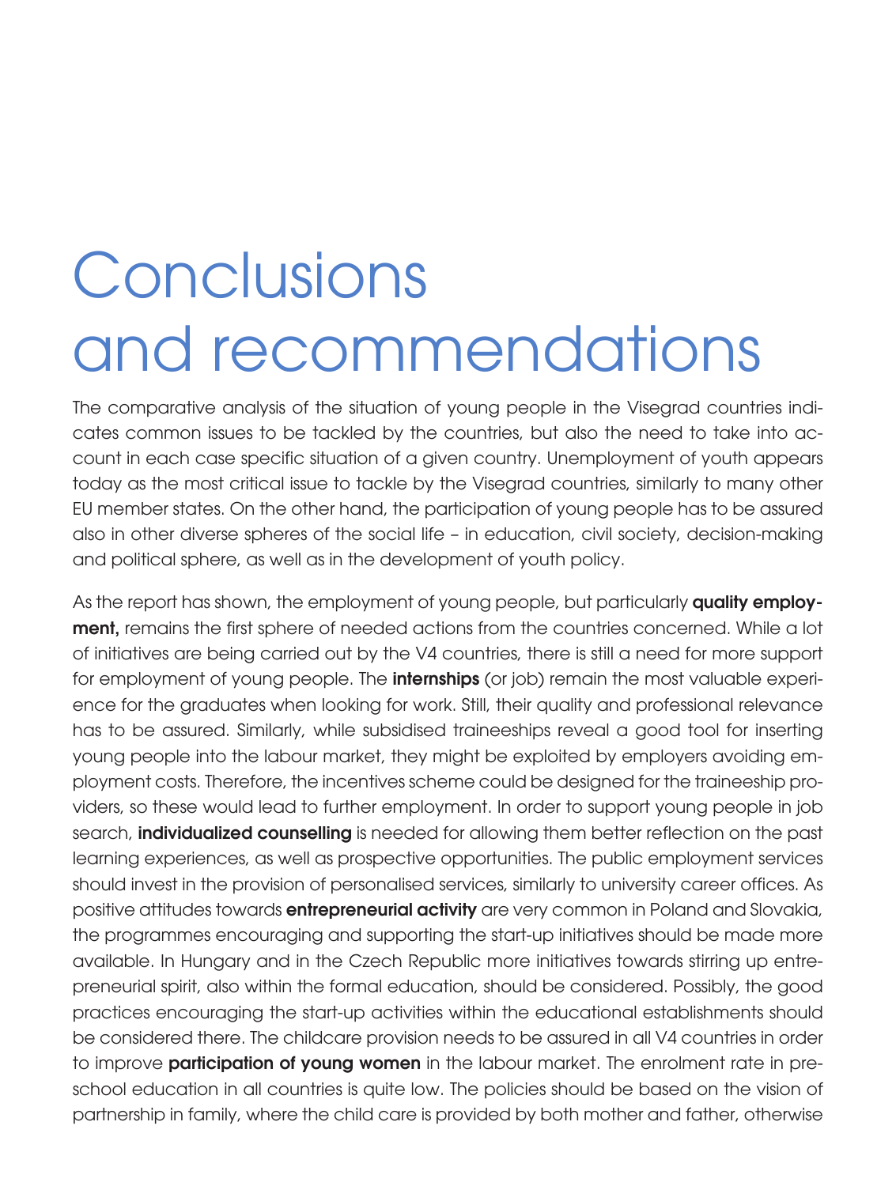# Conclusions and recommendations

The comparative analysis of the situation of young people in the Visegrad countries indicates common issues to be tackled by the countries, but also the need to take into account in each case specific situation of a given country. Unemployment of youth appears today as the most critical issue to tackle by the Visegrad countries, similarly to many other EU member states. On the other hand, the participation of young people has to be assured also in other diverse spheres of the social life – in education, civil society, decision-making and political sphere, as well as in the development of youth policy.

As the report has shown, the employment of young people, but particularly **quality employment,** remains the first sphere of needed actions from the countries concerned. While a lot of initiatives are being carried out by the V4 countries, there is still a need for more support for employment of young people. The **internships** (or job) remain the most valuable experience for the graduates when looking for work. Still, their quality and professional relevance has to be assured. Similarly, while subsidised traineeships reveal a good tool for inserting young people into the labour market, they might be exploited by employers avoiding employment costs. Therefore, the incentives scheme could be designed for the traineeship providers, so these would lead to further employment. In order to support young people in job search, **individualized counselling** is needed for allowing them better reflection on the past learning experiences, as well as prospective opportunities. The public employment services should invest in the provision of personalised services, similarly to university career offices. As positive attitudes towards **entrepreneurial activity** are very common in Poland and Slovakia, the programmes encouraging and supporting the start-up initiatives should be made more available. In Hungary and in the Czech Republic more initiatives towards stirring up entrepreneurial spirit, also within the formal education, should be considered. Possibly, the good practices encouraging the start-up activities within the educational establishments should be considered there. The childcare provision needs to be assured in all V4 countries in order to improve **participation of young women** in the labour market. The enrolment rate in preschool education in all countries is quite low. The policies should be based on the vision of partnership in family, where the child care is provided by both mother and father, otherwise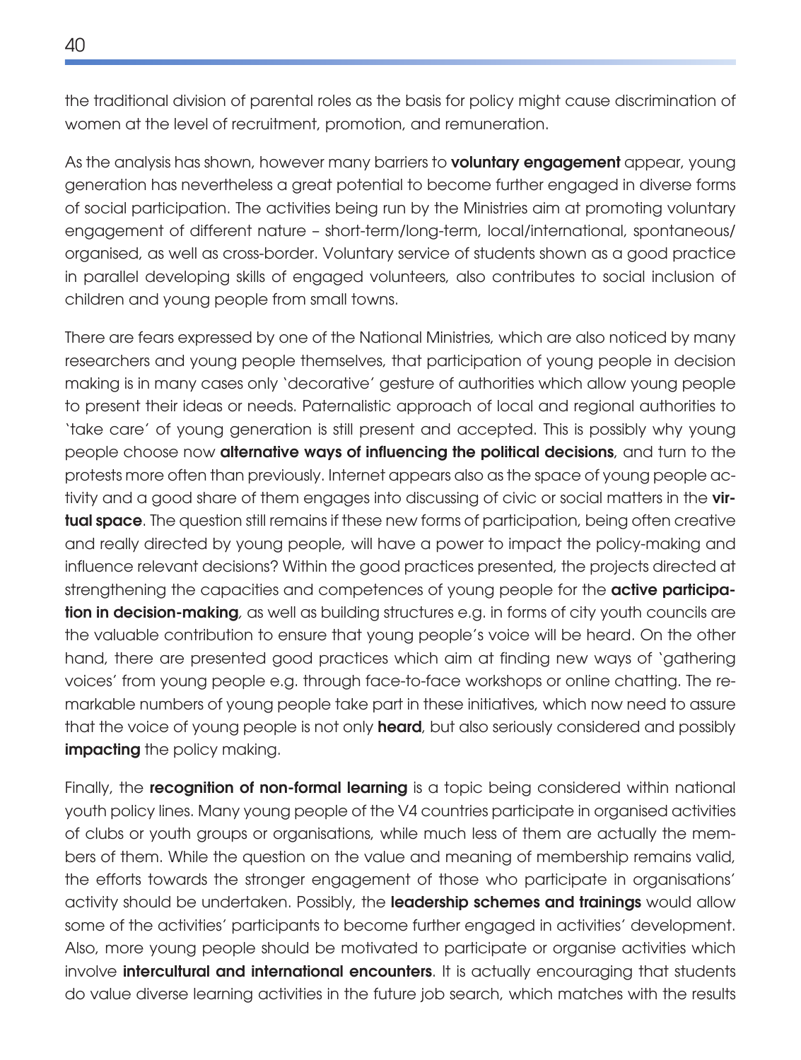the traditional division of parental roles as the basis for policy might cause discrimination of women at the level of recruitment, promotion, and remuneration.

As the analysis has shown, however many barriers to **voluntary engagement** appear, young generation has nevertheless a great potential to become further engaged in diverse forms of social participation. The activities being run by the Ministries aim at promoting voluntary engagement of different nature – short-term/long-term, local/international, spontaneous/organised, as well as cross-border. Voluntary service of students shown as a good practice in parallel developing skills of engaged volunteers, also contributes to social inclusion of children and young people from small towns.

There are fears expressed by one of the National Ministries, which are also noticed by many researchers and young people themselves, that participation of young people in decision making is in many cases only 'decorative' gesture of authorities which allow young people to present their ideas or needs. Paternalistic approach of local and regional authorities to 'take care' of young generation is still present and accepted. This is possibly why young people choose now **alternative ways of influencing the political decisions**, and turn to the protests more often than previously. Internet appears also as the space of young people activity and a good share of them engages into discussing of civic or social matters in the **virtual space**. The question still remains if these new forms of participation, being often creative and really directed by young people, will have a power to impact the policy-making and influence relevant decisions? Within the good practices presented, the projects directed at strengthening the capacities and competences of young people for the **active participation in decision-making**, as well as building structures e.g. in forms of city youth councils are the valuable contribution to ensure that young people's voice will be heard. On the other hand, there are presented good practices which aim at finding new ways of 'gathering voices' from young people e.g. through face-to-face workshops or online chatting. The remarkable numbers of young people take part in these initiatives, which now need to assure that the voice of young people is not only **heard**, but also seriously considered and possibly **impacting** the policy making.

Finally, the **recognition of non-formal learning** is a topic being considered within national youth policy lines. Many young people of the V4 countries participate in organised activities of clubs or youth groups or organisations, while much less of them are actually the members of them. While the question on the value and meaning of membership remains valid, the efforts towards the stronger engagement of those who participate in organisations' activity should be undertaken. Possibly, the **leadership schemes and trainings** would allow some of the activities' participants to become further engaged in activities' development. Also, more young people should be motivated to participate or organise activities which involve **intercultural and international encounters**. It is actually encouraging that students do value diverse learning activities in the future job search, which matches with the results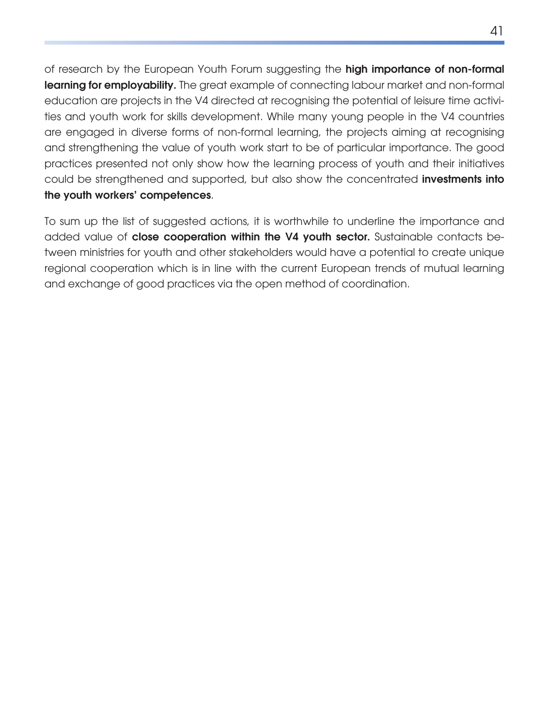of research by the European Youth Forum suggesting the **high importance of non-formal learning for employability.** The great example of connecting labour market and non-formal education are projects in the V4 directed at recognising the potential of leisure time activities and youth work for skills development. While many young people in the V4 countries are engaged in diverse forms of non-formal learning, the projects aiming at recognising and strengthening the value of youth work start to be of particular importance. The good practices presented not only show how the learning process of youth and their initiatives could be strengthened and supported, but also show the concentrated **investments into the youth workers' competences**.

To sum up the list of suggested actions, it is worthwhile to underline the importance and added value of **close cooperation within the V4 youth sector.** Sustainable contacts between ministries for youth and other stakeholders would have a potential to create unique regional cooperation which is in line with the current European trends of mutual learning and exchange of good practices via the open method of coordination.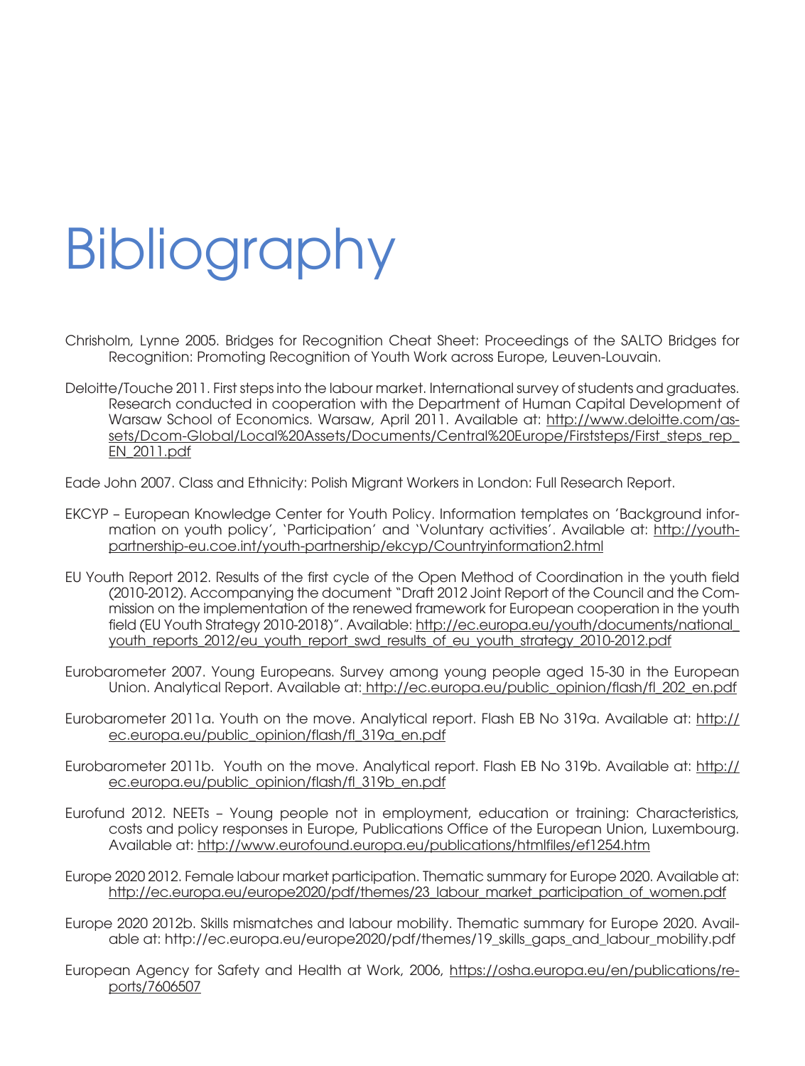# Bibliography

Chrisholm, Lynne 2005. Bridges for Recognition Cheat Sheet: Proceedings of the SALTO Bridges for Recognition: Promoting Recognition of Youth Work across Europe, Leuven-Louvain.

Deloitte/Touche 2011. First steps into the labour market. International survey of students and graduates. Research conducted in cooperation with the Department of Human Capital Development of Warsaw School of Economics. Warsaw, April 2011. Available at: http://www.deloitte.com/assets/Dcom-Global/Local%20Assets/Documents/Central%20Europe/Firststeps/First_steps_rep_EN_2011.pdf

Eade John 2007. Class and Ethnicity: Polish Migrant Workers in London: Full Research Report.

EKCYP – European Knowledge Center for Youth Policy. Information templates on 'Background information on youth policy', 'Participation' and 'Voluntary activities'. Available at: http://youth-partnership-eu.coe.int/youth-partnership/ekcyp/Countryinformation2.html

EU Youth Report 2012. Results of the first cycle of the Open Method of Coordination in the youth field (2010-2012). Accompanying the document "Draft 2012 Joint Report of the Council and the Commission on the implementation of the renewed framework for European cooperation in the youth field (EU Youth Strategy 2010-2018)". Available: http://ec.europa.eu/youth/documents/national_youth_reports_2012/eu_youth_report_swd_results_of_eu_youth_strategy_2010-2012.pdf

Eurobarometer 2007. Young Europeans. Survey among young people aged 15-30 in the European Union. Analytical Report. Available at: http://ec.europa.eu/public_opinion/flash/fl_202_en.pdf

Eurobarometer 2011a. Youth on the move. Analytical report. Flash EB No 319a. Available at: http://ec.europa.eu/public_opinion/flash/fl_319a_en.pdf

Eurobarometer 2011b. Youth on the move. Analytical report. Flash EB No 319b. Available at: http://ec.europa.eu/public_opinion/flash/fl_319b_en.pdf

Eurofund 2012. NEETs – Young people not in employment, education or training: Characteristics, costs and policy responses in Europe, Publications Office of the European Union, Luxembourg. Available at: http://www.eurofound.europa.eu/publications/htmlfiles/ef1254.htm

Europe 2020 2012. Female labour market participation. Thematic summary for Europe 2020. Available at: http://ec.europa.eu/europe2020/pdf/themes/23_labour_market_participation_of_women.pdf

Europe 2020 2012b. Skills mismatches and labour mobility. Thematic summary for Europe 2020. Available at: http://ec.europa.eu/europe2020/pdf/themes/19_skills_gaps_and_labour_mobility.pdf

European Agency for Safety and Health at Work, 2006, https://osha.europa.eu/en/publications/reports/7606507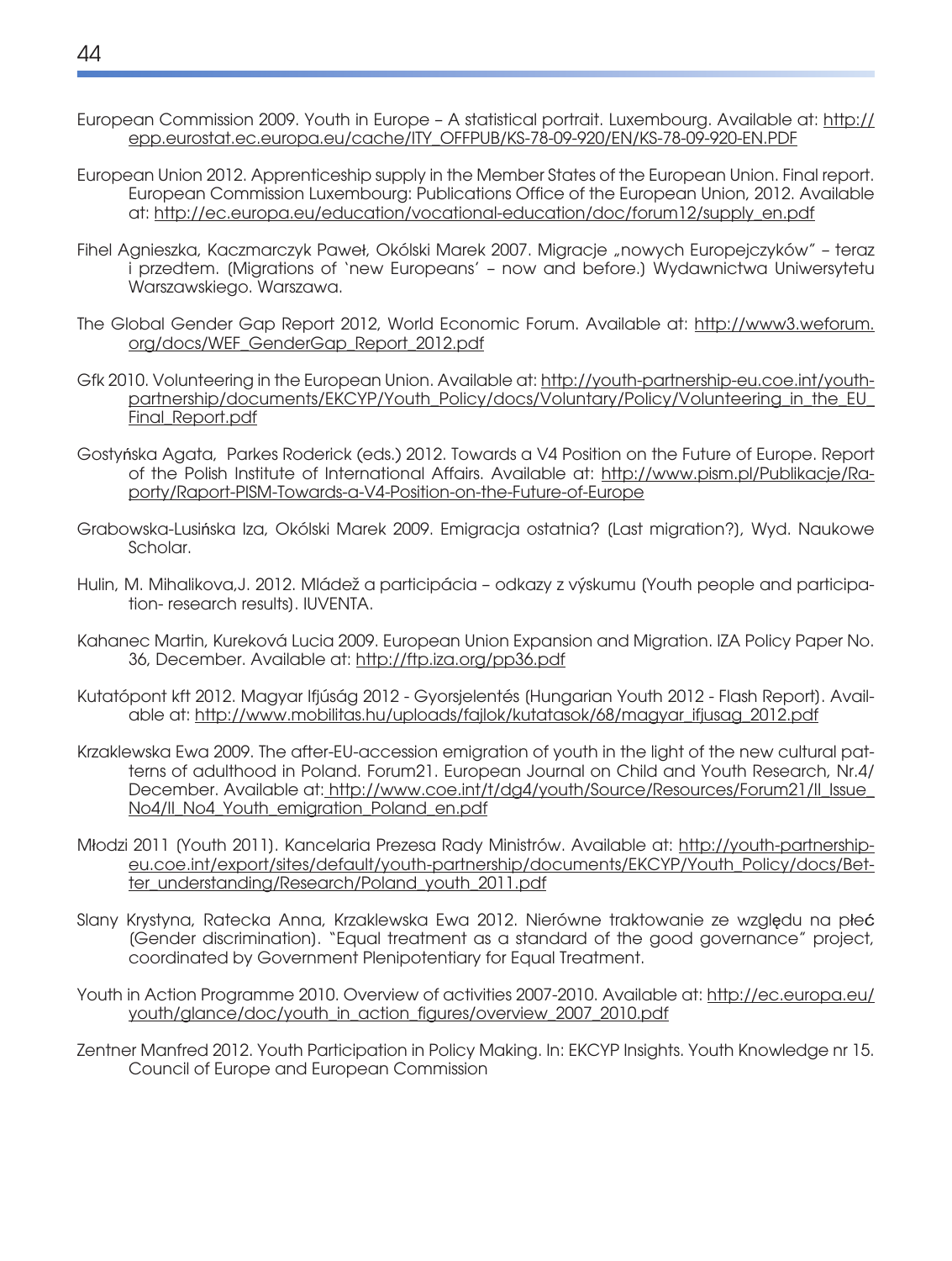European Commission 2009. Youth in Europe – A statistical portrait. Luxembourg. Available at: http://epp.eurostat.ec.europa.eu/cache/ITY_OFFPUB/KS-78-09-920/EN/KS-78-09-920-EN.PDF

European Union 2012. Apprenticeship supply in the Member States of the European Union. Final report. European Commission Luxembourg: Publications Office of the European Union, 2012. Available at: http://ec.europa.eu/education/vocational-education/doc/forum12/supply_en.pdf

Fihel Agnieszka, Kaczmarczyk Paweł, Okólski Marek 2007. Migracje „nowych Europejczyków" – teraz i przedtem. (Migrations of 'new Europeans' – now and before.) Wydawnictwa Uniwersytetu Warszawskiego. Warszawa.

The Global Gender Gap Report 2012, World Economic Forum. Available at: http://www3.weforum.org/docs/WEF_GenderGap_Report_2012.pdf

Gfk 2010. Volunteering in the European Union. Available at: http://youth-partnership-eu.coe.int/youth-partnership/documents/EKCYP/Youth_Policy/docs/Voluntary/Policy/Volunteering_in_the_EU_Final_Report.pdf

Gostyńska Agata, Parkes Roderick (eds.) 2012. Towards a V4 Position on the Future of Europe. Report of the Polish Institute of International Affairs. Available at: http://www.pism.pl/Publikacje/Raporty/Raport-PISM-Towards-a-V4-Position-on-the-Future-of-Europe

Grabowska-Lusińska Iza, Okólski Marek 2009. Emigracja ostatnia? (Last migration?), Wyd. Naukowe Scholar.

Hulin, M. Mihalikova,J. 2012. Mládež a participácia – odkazy z výskumu (Youth people and participation- research results). IUVENTA.

Kahanec Martin, Kureková Lucia 2009. European Union Expansion and Migration. IZA Policy Paper No. 36, December. Available at: http://ftp.iza.org/pp36.pdf

Kutatópont kft 2012. Magyar Ifjúság 2012 - Gyorsjelentés (Hungarian Youth 2012 - Flash Report). Available at: http://www.mobilitas.hu/uploads/fajlok/kutatasok/68/magyar_ifjusag_2012.pdf

Krzaklewska Ewa 2009. The after-EU-accession emigration of youth in the light of the new cultural patterns of adulthood in Poland. Forum21. European Journal on Child and Youth Research, Nr.4/ December. Available at: http://www.coe.int/t/dg4/youth/Source/Resources/Forum21/II_Issue_No4/II_No4_Youth_emigration_Poland_en.pdf

Młodzi 2011 (Youth 2011). Kancelaria Prezesa Rady Ministrów. Available at: http://youth-partnership-eu.coe.int/export/sites/default/youth-partnership/documents/EKCYP/Youth_Policy/docs/Better_understanding/Research/Poland_youth_2011.pdf

Slany Krystyna, Ratecka Anna, Krzaklewska Ewa 2012. Nierówne traktowanie ze względu na płeć (Gender discrimination). "Equal treatment as a standard of the good governance" project, coordinated by Government Plenipotentiary for Equal Treatment.

Youth in Action Programme 2010. Overview of activities 2007-2010. Available at: http://ec.europa.eu/youth/glance/doc/youth_in_action_figures/overview_2007_2010.pdf

Zentner Manfred 2012. Youth Participation in Policy Making. In: EKCYP Insights. Youth Knowledge nr 15. Council of Europe and European Commission